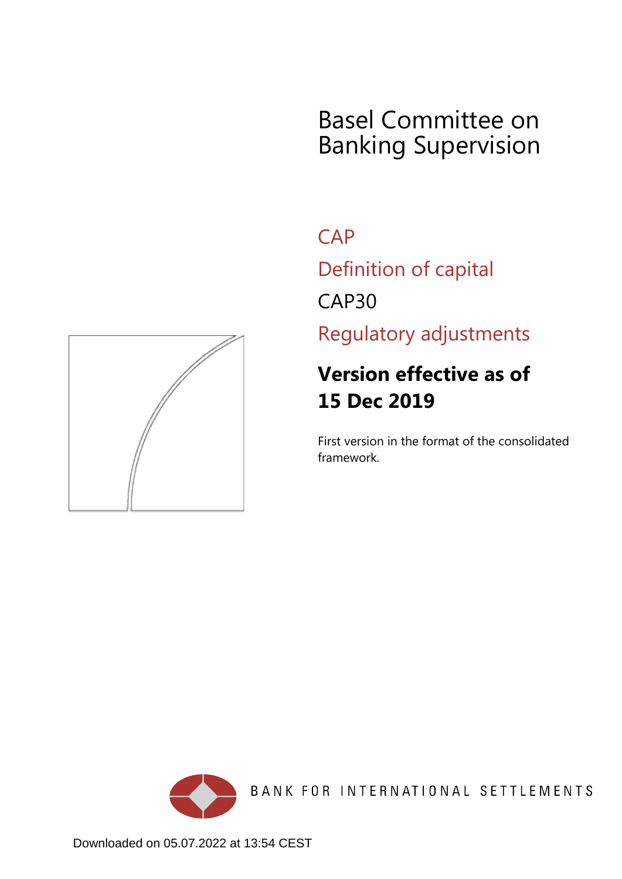# Basel Committee on Banking Supervision

## CAP

## Definition of capital

## CAP30

## Regulatory adjustments

**Version effective as of 15 Dec 2019**

First version in the format of the consolidated framework.

BANK FOR INTERNATIONAL SETTLEMENTS

Downloaded on 05.07.2022 at 13:54 CEST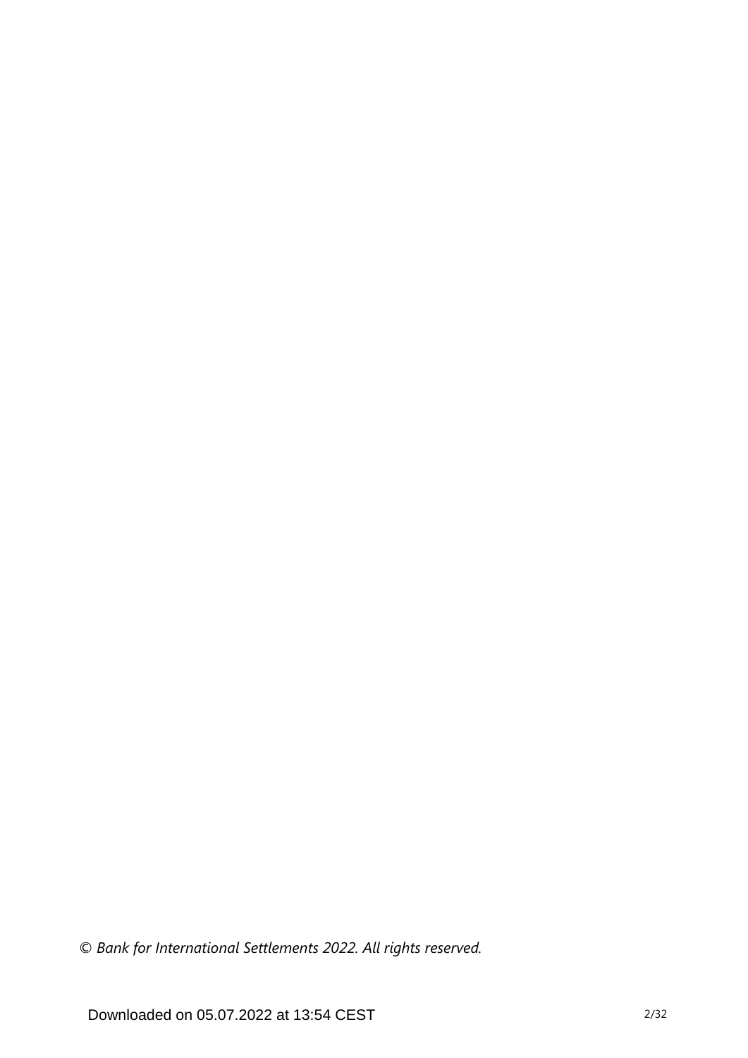*© Bank for International Settlements 2022. All rights reserved.*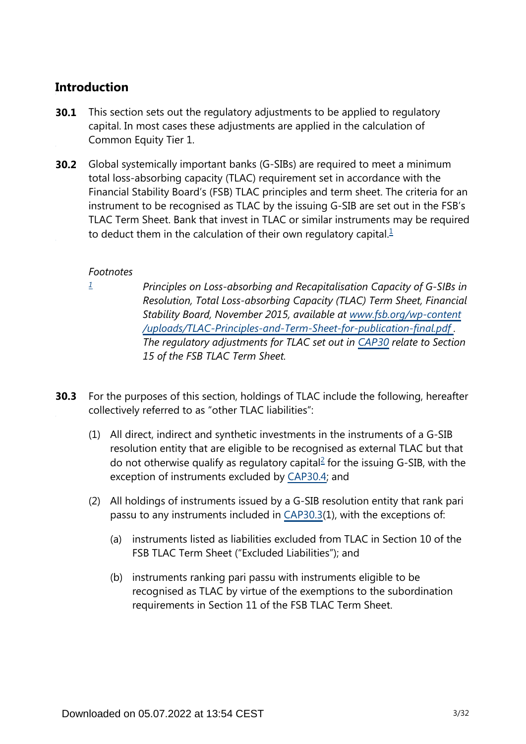## Introduction

**30.1** This section sets out the regulatory adjustments to be applied to regulatory capital. In most cases these adjustments are applied in the calculation of Common Equity Tier 1.

**30.2** Global systemically important banks (G-SIBs) are required to meet a minimum total loss-absorbing capacity (TLAC) requirement set in accordance with the Financial Stability Board's (FSB) TLAC principles and term sheet. The criteria for an instrument to be recognised as TLAC by the issuing G-SIB are set out in the FSB's TLAC Term Sheet. Bank that invest in TLAC or similar instruments may be required to deduct them in the calculation of their own regulatory capital.[1]

*Footnotes*

[1] *Principles on Loss-absorbing and Recapitalisation Capacity of G-SIBs in Resolution, Total Loss-absorbing Capacity (TLAC) Term Sheet, Financial Stability Board, November 2015, available at www.fsb.org/wp-content/uploads/TLAC-Principles-and-Term-Sheet-for-publication-final.pdf. The regulatory adjustments for TLAC set out in CAP30 relate to Section 15 of the FSB TLAC Term Sheet.*

**30.3** For the purposes of this section, holdings of TLAC include the following, hereafter collectively referred to as "other TLAC liabilities":

(1) All direct, indirect and synthetic investments in the instruments of a G-SIB resolution entity that are eligible to be recognised as external TLAC but that do not otherwise qualify as regulatory capital[2] for the issuing G-SIB, with the exception of instruments excluded by CAP30.4; and

(2) All holdings of instruments issued by a G-SIB resolution entity that rank pari passu to any instruments included in CAP30.3(1), with the exceptions of:

(a) instruments listed as liabilities excluded from TLAC in Section 10 of the FSB TLAC Term Sheet ("Excluded Liabilities"); and

(b) instruments ranking pari passu with instruments eligible to be recognised as TLAC by virtue of the exemptions to the subordination requirements in Section 11 of the FSB TLAC Term Sheet.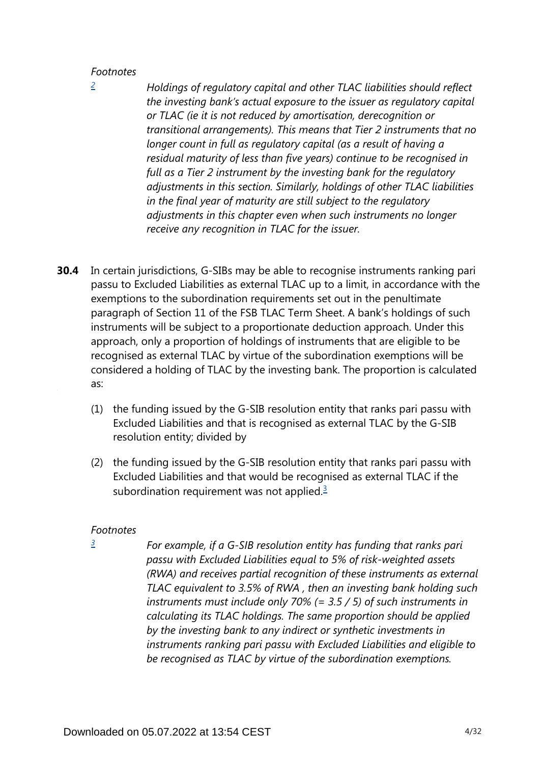*Footnotes*

[2] *Holdings of regulatory capital and other TLAC liabilities should reflect the investing bank's actual exposure to the issuer as regulatory capital or TLAC (ie it is not reduced by amortisation, derecognition or transitional arrangements). This means that Tier 2 instruments that no longer count in full as regulatory capital (as a result of having a residual maturity of less than five years) continue to be recognised in full as a Tier 2 instrument by the investing bank for the regulatory adjustments in this section. Similarly, holdings of other TLAC liabilities in the final year of maturity are still subject to the regulatory adjustments in this chapter even when such instruments no longer receive any recognition in TLAC for the issuer.*

**30.4** In certain jurisdictions, G-SIBs may be able to recognise instruments ranking pari passu to Excluded Liabilities as external TLAC up to a limit, in accordance with the exemptions to the subordination requirements set out in the penultimate paragraph of Section 11 of the FSB TLAC Term Sheet. A bank's holdings of such instruments will be subject to a proportionate deduction approach. Under this approach, only a proportion of holdings of instruments that are eligible to be recognised as external TLAC by virtue of the subordination exemptions will be considered a holding of TLAC by the investing bank. The proportion is calculated as:

(1) the funding issued by the G-SIB resolution entity that ranks pari passu with Excluded Liabilities and that is recognised as external TLAC by the G-SIB resolution entity; divided by

(2) the funding issued by the G-SIB resolution entity that ranks pari passu with Excluded Liabilities and that would be recognised as external TLAC if the subordination requirement was not applied.[3]

*Footnotes*

[3] *For example, if a G-SIB resolution entity has funding that ranks pari passu with Excluded Liabilities equal to 5% of risk-weighted assets (RWA) and receives partial recognition of these instruments as external TLAC equivalent to 3.5% of RWA , then an investing bank holding such instruments must include only 70% (= 3.5 / 5) of such instruments in calculating its TLAC holdings. The same proportion should be applied by the investing bank to any indirect or synthetic investments in instruments ranking pari passu with Excluded Liabilities and eligible to be recognised as TLAC by virtue of the subordination exemptions.*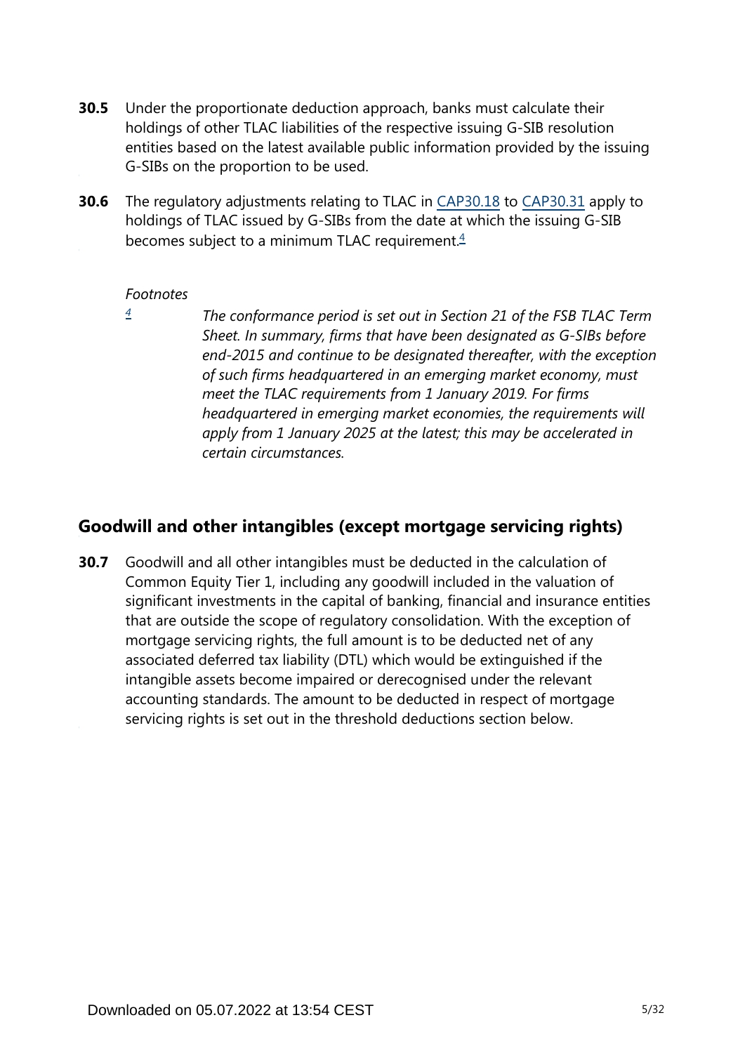**30.5** Under the proportionate deduction approach, banks must calculate their holdings of other TLAC liabilities of the respective issuing G-SIB resolution entities based on the latest available public information provided by the issuing G-SIBs on the proportion to be used.

**30.6** The regulatory adjustments relating to TLAC in CAP30.18 to CAP30.31 apply to holdings of TLAC issued by G-SIBs from the date at which the issuing G-SIB becomes subject to a minimum TLAC requirement.[4]

*Footnotes*

[4] *The conformance period is set out in Section 21 of the FSB TLAC Term Sheet. In summary, firms that have been designated as G-SIBs before end-2015 and continue to be designated thereafter, with the exception of such firms headquartered in an emerging market economy, must meet the TLAC requirements from 1 January 2019. For firms headquartered in emerging market economies, the requirements will apply from 1 January 2025 at the latest; this may be accelerated in certain circumstances.*

## Goodwill and other intangibles (except mortgage servicing rights)

**30.7** Goodwill and all other intangibles must be deducted in the calculation of Common Equity Tier 1, including any goodwill included in the valuation of significant investments in the capital of banking, financial and insurance entities that are outside the scope of regulatory consolidation. With the exception of mortgage servicing rights, the full amount is to be deducted net of any associated deferred tax liability (DTL) which would be extinguished if the intangible assets become impaired or derecognised under the relevant accounting standards. The amount to be deducted in respect of mortgage servicing rights is set out in the threshold deductions section below.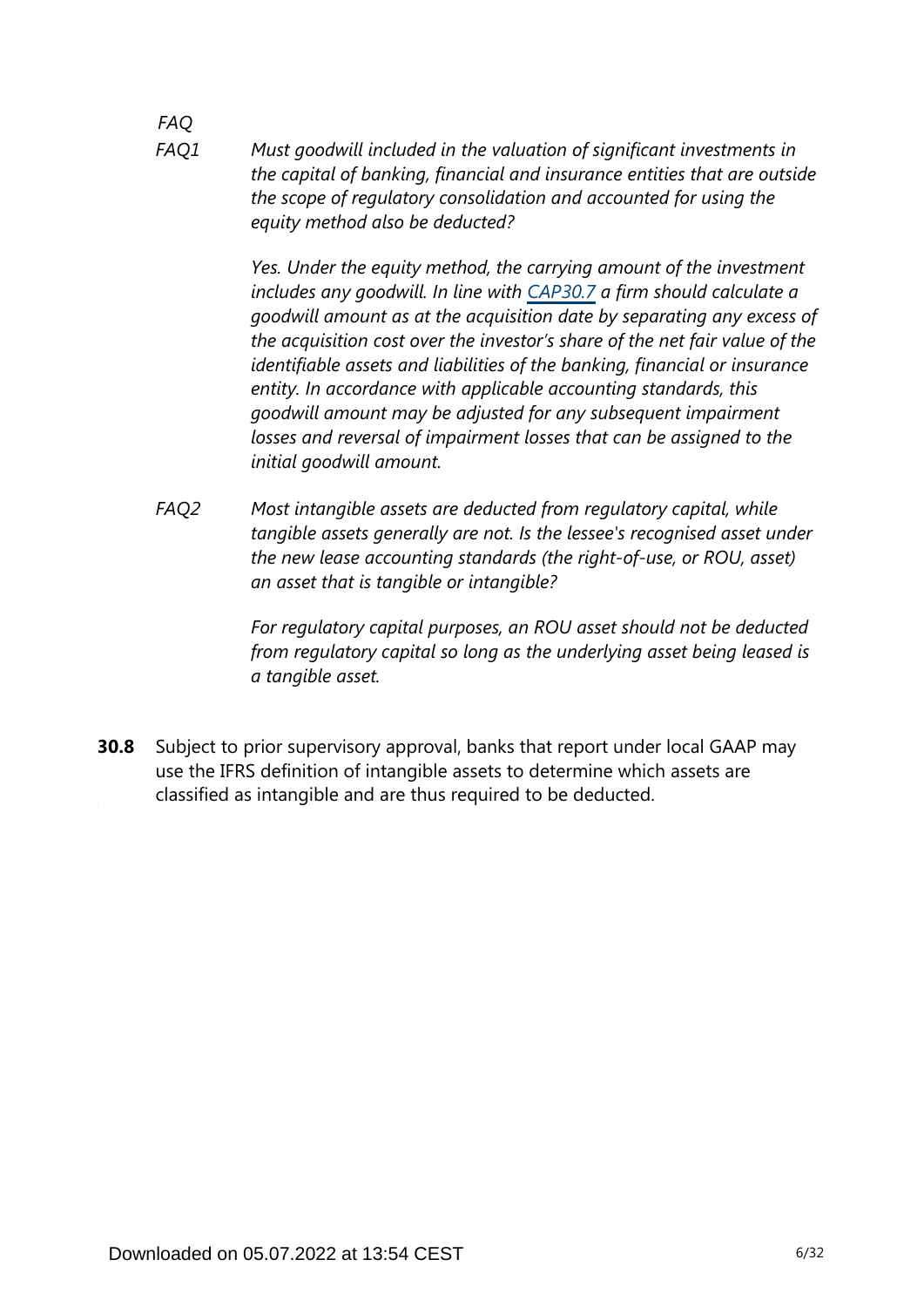*FAQ*

*FAQ1* *Must goodwill included in the valuation of significant investments in the capital of banking, financial and insurance entities that are outside the scope of regulatory consolidation and accounted for using the equity method also be deducted?*

*Yes. Under the equity method, the carrying amount of the investment includes any goodwill. In line with [CAP30.7](CAP30.7) a firm should calculate a goodwill amount as at the acquisition date by separating any excess of the acquisition cost over the investor's share of the net fair value of the identifiable assets and liabilities of the banking, financial or insurance entity. In accordance with applicable accounting standards, this goodwill amount may be adjusted for any subsequent impairment losses and reversal of impairment losses that can be assigned to the initial goodwill amount.*

*FAQ2* *Most intangible assets are deducted from regulatory capital, while tangible assets generally are not. Is the lessee's recognised asset under the new lease accounting standards (the right-of-use, or ROU, asset) an asset that is tangible or intangible?*

*For regulatory capital purposes, an ROU asset should not be deducted from regulatory capital so long as the underlying asset being leased is a tangible asset.*

**30.8** Subject to prior supervisory approval, banks that report under local GAAP may use the IFRS definition of intangible assets to determine which assets are classified as intangible and are thus required to be deducted.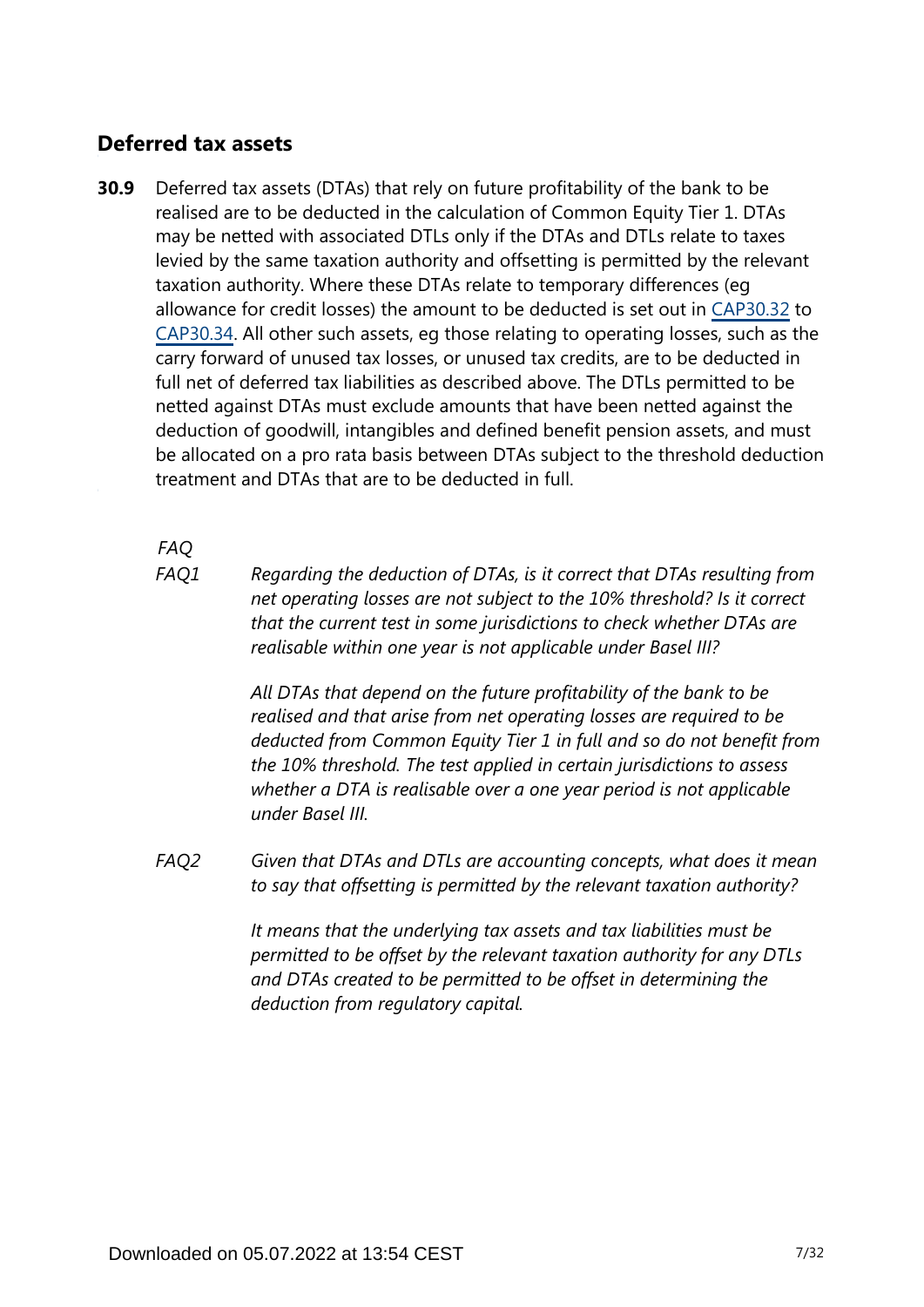## Deferred tax assets

**30.9** Deferred tax assets (DTAs) that rely on future profitability of the bank to be realised are to be deducted in the calculation of Common Equity Tier 1. DTAs may be netted with associated DTLs only if the DTAs and DTLs relate to taxes levied by the same taxation authority and offsetting is permitted by the relevant taxation authority. Where these DTAs relate to temporary differences (eg allowance for credit losses) the amount to be deducted is set out in CAP30.32 to CAP30.34. All other such assets, eg those relating to operating losses, such as the carry forward of unused tax losses, or unused tax credits, are to be deducted in full net of deferred tax liabilities as described above. The DTLs permitted to be netted against DTAs must exclude amounts that have been netted against the deduction of goodwill, intangibles and defined benefit pension assets, and must be allocated on a pro rata basis between DTAs subject to the threshold deduction treatment and DTAs that are to be deducted in full.

*FAQ*

*FAQ1* *Regarding the deduction of DTAs, is it correct that DTAs resulting from net operating losses are not subject to the 10% threshold? Is it correct that the current test in some jurisdictions to check whether DTAs are realisable within one year is not applicable under Basel III?*

*All DTAs that depend on the future profitability of the bank to be realised and that arise from net operating losses are required to be deducted from Common Equity Tier 1 in full and so do not benefit from the 10% threshold. The test applied in certain jurisdictions to assess whether a DTA is realisable over a one year period is not applicable under Basel III.*

*FAQ2* *Given that DTAs and DTLs are accounting concepts, what does it mean to say that offsetting is permitted by the relevant taxation authority?*

*It means that the underlying tax assets and tax liabilities must be permitted to be offset by the relevant taxation authority for any DTLs and DTAs created to be permitted to be offset in determining the deduction from regulatory capital.*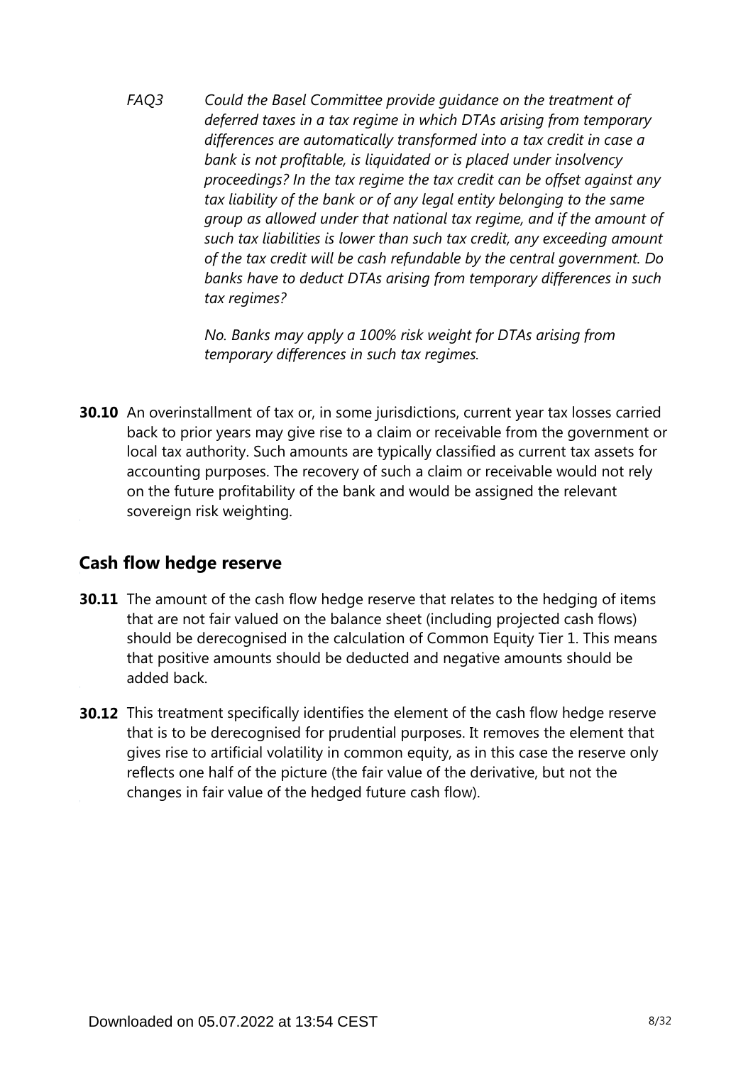*FAQ3* *Could the Basel Committee provide guidance on the treatment of deferred taxes in a tax regime in which DTAs arising from temporary differences are automatically transformed into a tax credit in case a bank is not profitable, is liquidated or is placed under insolvency proceedings? In the tax regime the tax credit can be offset against any tax liability of the bank or of any legal entity belonging to the same group as allowed under that national tax regime, and if the amount of such tax liabilities is lower than such tax credit, any exceeding amount of the tax credit will be cash refundable by the central government. Do banks have to deduct DTAs arising from temporary differences in such tax regimes?*

*No. Banks may apply a 100% risk weight for DTAs arising from temporary differences in such tax regimes.*

**30.10** An overinstallment of tax or, in some jurisdictions, current year tax losses carried back to prior years may give rise to a claim or receivable from the government or local tax authority. Such amounts are typically classified as current tax assets for accounting purposes. The recovery of such a claim or receivable would not rely on the future profitability of the bank and would be assigned the relevant sovereign risk weighting.

## Cash flow hedge reserve

**30.11** The amount of the cash flow hedge reserve that relates to the hedging of items that are not fair valued on the balance sheet (including projected cash flows) should be derecognised in the calculation of Common Equity Tier 1. This means that positive amounts should be deducted and negative amounts should be added back.

**30.12** This treatment specifically identifies the element of the cash flow hedge reserve that is to be derecognised for prudential purposes. It removes the element that gives rise to artificial volatility in common equity, as in this case the reserve only reflects one half of the picture (the fair value of the derivative, but not the changes in fair value of the hedged future cash flow).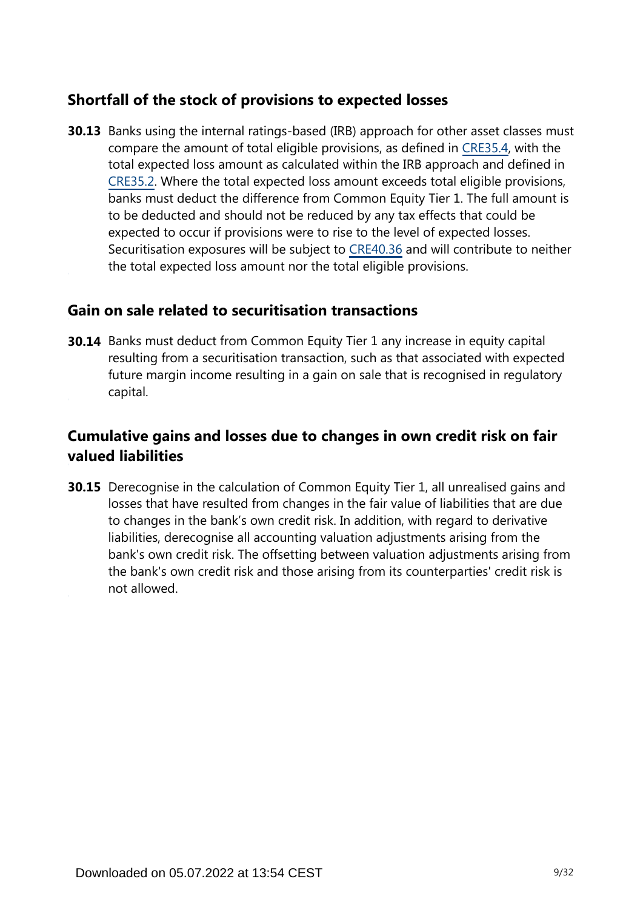## Shortfall of the stock of provisions to expected losses

**30.13** Banks using the internal ratings-based (IRB) approach for other asset classes must compare the amount of total eligible provisions, as defined in CRE35.4, with the total expected loss amount as calculated within the IRB approach and defined in CRE35.2. Where the total expected loss amount exceeds total eligible provisions, banks must deduct the difference from Common Equity Tier 1. The full amount is to be deducted and should not be reduced by any tax effects that could be expected to occur if provisions were to rise to the level of expected losses. Securitisation exposures will be subject to CRE40.36 and will contribute to neither the total expected loss amount nor the total eligible provisions.

## Gain on sale related to securitisation transactions

**30.14** Banks must deduct from Common Equity Tier 1 any increase in equity capital resulting from a securitisation transaction, such as that associated with expected future margin income resulting in a gain on sale that is recognised in regulatory capital.

## Cumulative gains and losses due to changes in own credit risk on fair valued liabilities

**30.15** Derecognise in the calculation of Common Equity Tier 1, all unrealised gains and losses that have resulted from changes in the fair value of liabilities that are due to changes in the bank's own credit risk. In addition, with regard to derivative liabilities, derecognise all accounting valuation adjustments arising from the bank's own credit risk. The offsetting between valuation adjustments arising from the bank's own credit risk and those arising from its counterparties' credit risk is not allowed.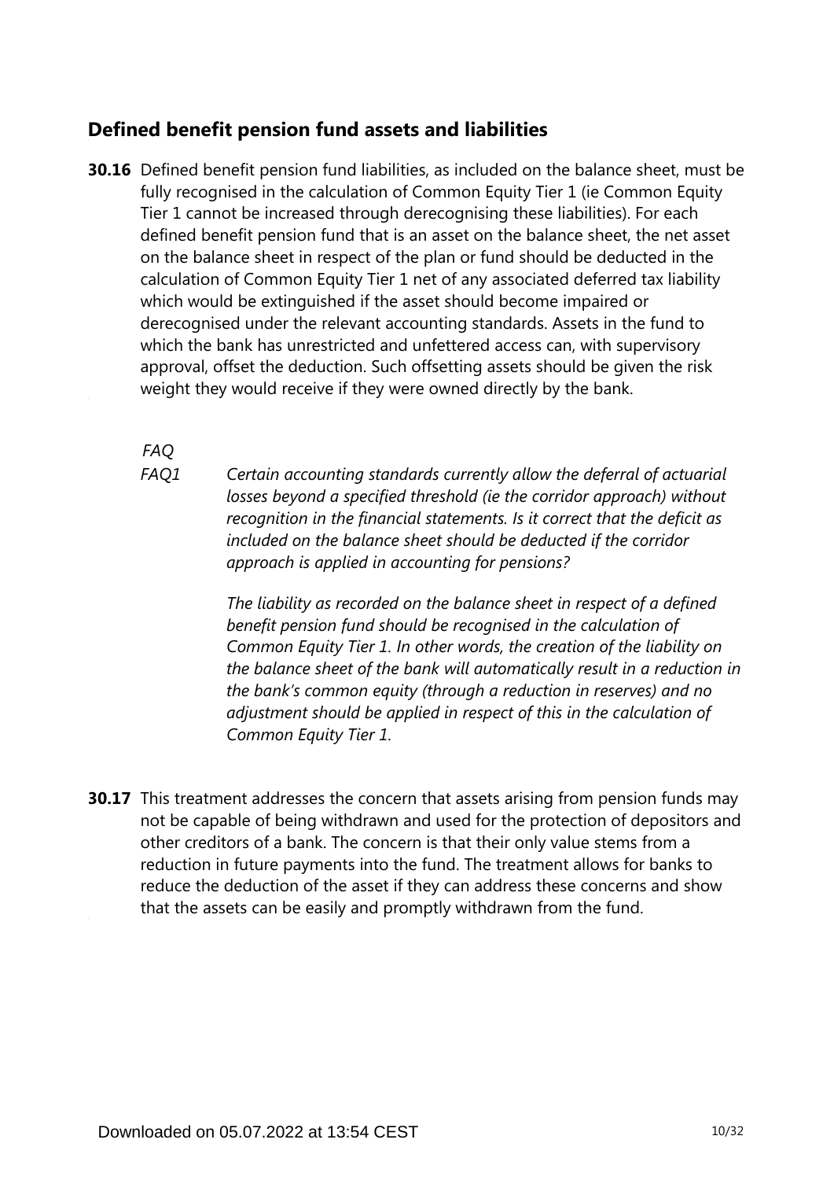## Defined benefit pension fund assets and liabilities

**30.16** Defined benefit pension fund liabilities, as included on the balance sheet, must be fully recognised in the calculation of Common Equity Tier 1 (ie Common Equity Tier 1 cannot be increased through derecognising these liabilities). For each defined benefit pension fund that is an asset on the balance sheet, the net asset on the balance sheet in respect of the plan or fund should be deducted in the calculation of Common Equity Tier 1 net of any associated deferred tax liability which would be extinguished if the asset should become impaired or derecognised under the relevant accounting standards. Assets in the fund to which the bank has unrestricted and unfettered access can, with supervisory approval, offset the deduction. Such offsetting assets should be given the risk weight they would receive if they were owned directly by the bank.

*FAQ*

*FAQ1* *Certain accounting standards currently allow the deferral of actuarial losses beyond a specified threshold (ie the corridor approach) without recognition in the financial statements. Is it correct that the deficit as included on the balance sheet should be deducted if the corridor approach is applied in accounting for pensions?*

*The liability as recorded on the balance sheet in respect of a defined benefit pension fund should be recognised in the calculation of Common Equity Tier 1. In other words, the creation of the liability on the balance sheet of the bank will automatically result in a reduction in the bank's common equity (through a reduction in reserves) and no adjustment should be applied in respect of this in the calculation of Common Equity Tier 1.*

**30.17** This treatment addresses the concern that assets arising from pension funds may not be capable of being withdrawn and used for the protection of depositors and other creditors of a bank. The concern is that their only value stems from a reduction in future payments into the fund. The treatment allows for banks to reduce the deduction of the asset if they can address these concerns and show that the assets can be easily and promptly withdrawn from the fund.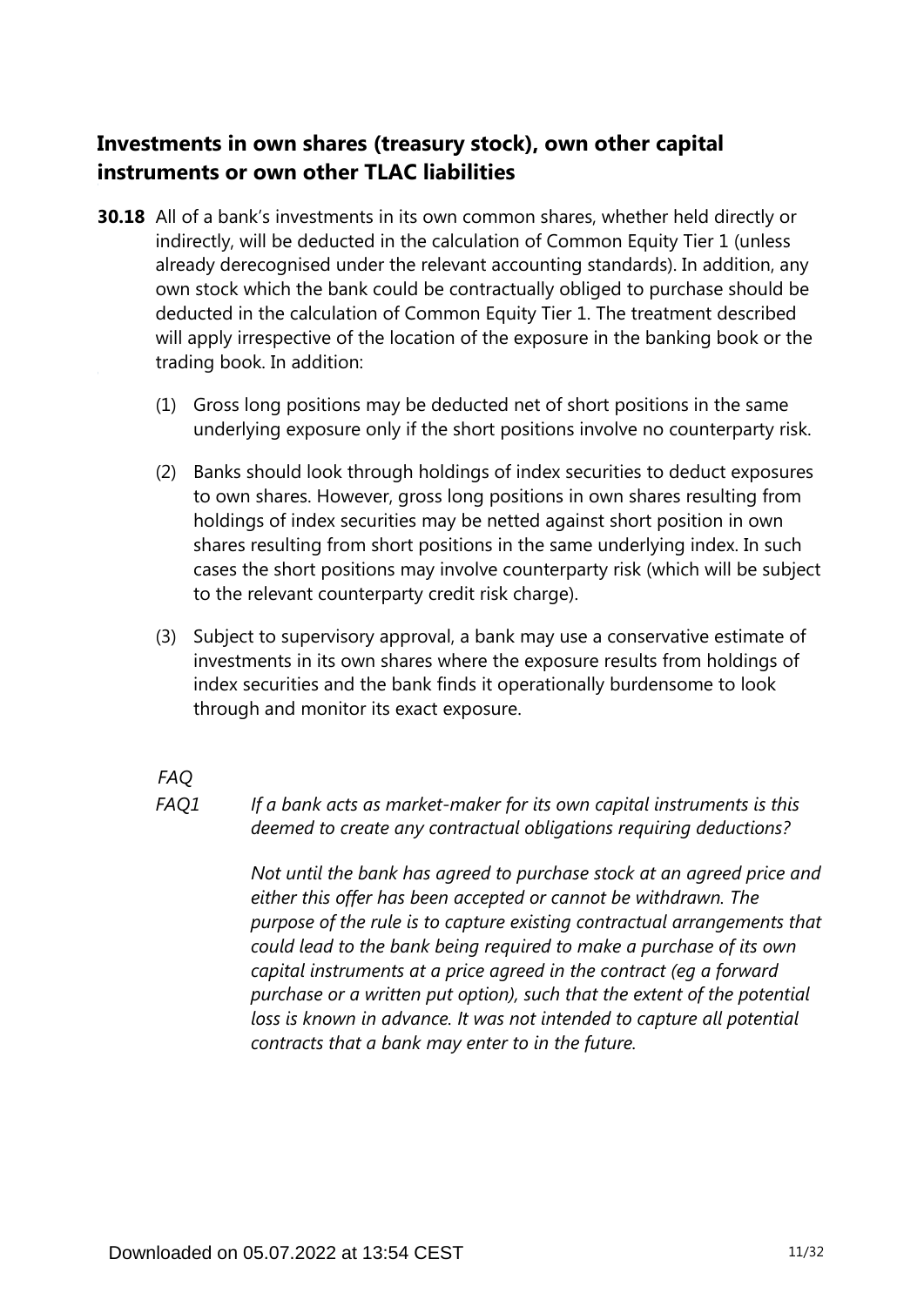## Investments in own shares (treasury stock), own other capital instruments or own other TLAC liabilities

**30.18** All of a bank's investments in its own common shares, whether held directly or indirectly, will be deducted in the calculation of Common Equity Tier 1 (unless already derecognised under the relevant accounting standards). In addition, any own stock which the bank could be contractually obliged to purchase should be deducted in the calculation of Common Equity Tier 1. The treatment described will apply irrespective of the location of the exposure in the banking book or the trading book. In addition:

(1) Gross long positions may be deducted net of short positions in the same underlying exposure only if the short positions involve no counterparty risk.

(2) Banks should look through holdings of index securities to deduct exposures to own shares. However, gross long positions in own shares resulting from holdings of index securities may be netted against short position in own shares resulting from short positions in the same underlying index. In such cases the short positions may involve counterparty risk (which will be subject to the relevant counterparty credit risk charge).

(3) Subject to supervisory approval, a bank may use a conservative estimate of investments in its own shares where the exposure results from holdings of index securities and the bank finds it operationally burdensome to look through and monitor its exact exposure.

*FAQ*

*FAQ1* *If a bank acts as market-maker for its own capital instruments is this deemed to create any contractual obligations requiring deductions?*

*Not until the bank has agreed to purchase stock at an agreed price and either this offer has been accepted or cannot be withdrawn. The purpose of the rule is to capture existing contractual arrangements that could lead to the bank being required to make a purchase of its own capital instruments at a price agreed in the contract (eg a forward purchase or a written put option), such that the extent of the potential loss is known in advance. It was not intended to capture all potential contracts that a bank may enter to in the future.*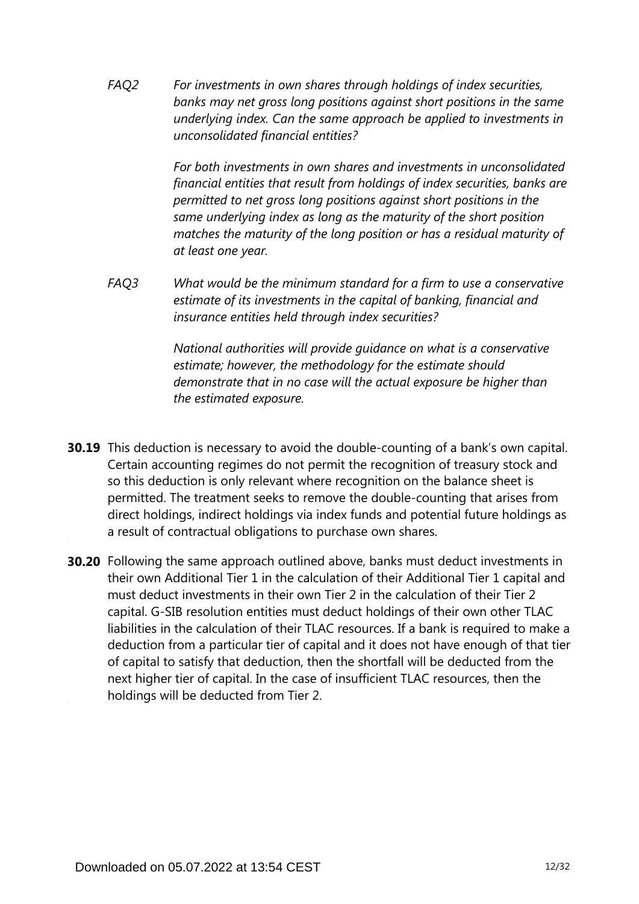*FAQ2 For investments in own shares through holdings of index securities, banks may net gross long positions against short positions in the same underlying index. Can the same approach be applied to investments in unconsolidated financial entities?*

*For both investments in own shares and investments in unconsolidated financial entities that result from holdings of index securities, banks are permitted to net gross long positions against short positions in the same underlying index as long as the maturity of the short position matches the maturity of the long position or has a residual maturity of at least one year.*

*FAQ3 What would be the minimum standard for a firm to use a conservative estimate of its investments in the capital of banking, financial and insurance entities held through index securities?*

*National authorities will provide guidance on what is a conservative estimate; however, the methodology for the estimate should demonstrate that in no case will the actual exposure be higher than the estimated exposure.*

**30.19** This deduction is necessary to avoid the double-counting of a bank's own capital. Certain accounting regimes do not permit the recognition of treasury stock and so this deduction is only relevant where recognition on the balance sheet is permitted. The treatment seeks to remove the double-counting that arises from direct holdings, indirect holdings via index funds and potential future holdings as a result of contractual obligations to purchase own shares.

**30.20** Following the same approach outlined above, banks must deduct investments in their own Additional Tier 1 in the calculation of their Additional Tier 1 capital and must deduct investments in their own Tier 2 in the calculation of their Tier 2 capital. G-SIB resolution entities must deduct holdings of their own other TLAC liabilities in the calculation of their TLAC resources. If a bank is required to make a deduction from a particular tier of capital and it does not have enough of that tier of capital to satisfy that deduction, then the shortfall will be deducted from the next higher tier of capital. In the case of insufficient TLAC resources, then the holdings will be deducted from Tier 2.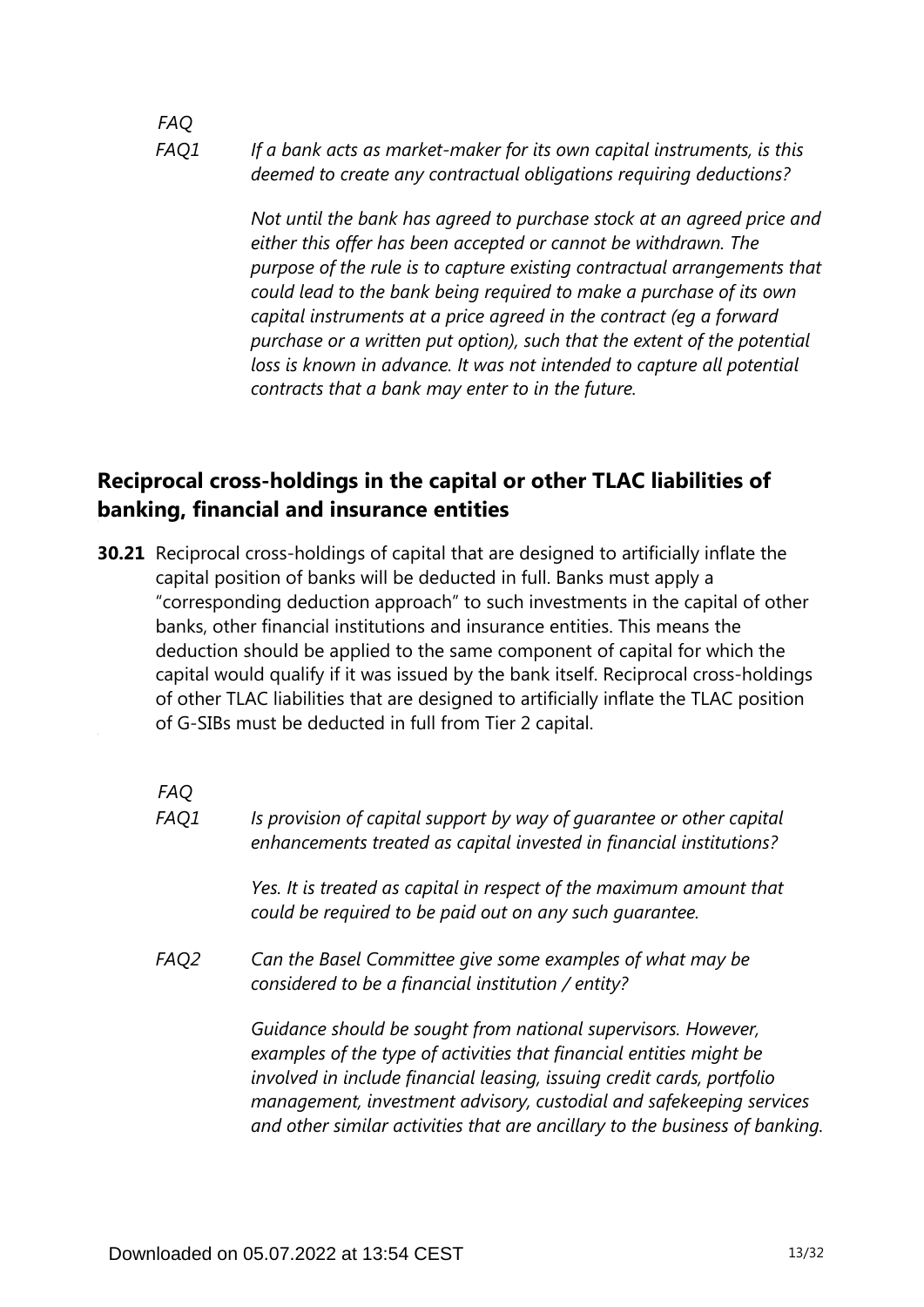*FAQ*

*FAQ1* *If a bank acts as market-maker for its own capital instruments, is this deemed to create any contractual obligations requiring deductions?*

*Not until the bank has agreed to purchase stock at an agreed price and either this offer has been accepted or cannot be withdrawn. The purpose of the rule is to capture existing contractual arrangements that could lead to the bank being required to make a purchase of its own capital instruments at a price agreed in the contract (eg a forward purchase or a written put option), such that the extent of the potential loss is known in advance. It was not intended to capture all potential contracts that a bank may enter to in the future.*

## Reciprocal cross-holdings in the capital or other TLAC liabilities of banking, financial and insurance entities

**30.21** Reciprocal cross-holdings of capital that are designed to artificially inflate the capital position of banks will be deducted in full. Banks must apply a "corresponding deduction approach" to such investments in the capital of other banks, other financial institutions and insurance entities. This means the deduction should be applied to the same component of capital for which the capital would qualify if it was issued by the bank itself. Reciprocal cross-holdings of other TLAC liabilities that are designed to artificially inflate the TLAC position of G-SIBs must be deducted in full from Tier 2 capital.

*FAQ*

*FAQ1* *Is provision of capital support by way of guarantee or other capital enhancements treated as capital invested in financial institutions?*

*Yes. It is treated as capital in respect of the maximum amount that could be required to be paid out on any such guarantee.*

*FAQ2* *Can the Basel Committee give some examples of what may be considered to be a financial institution / entity?*

*Guidance should be sought from national supervisors. However, examples of the type of activities that financial entities might be involved in include financial leasing, issuing credit cards, portfolio management, investment advisory, custodial and safekeeping services and other similar activities that are ancillary to the business of banking.*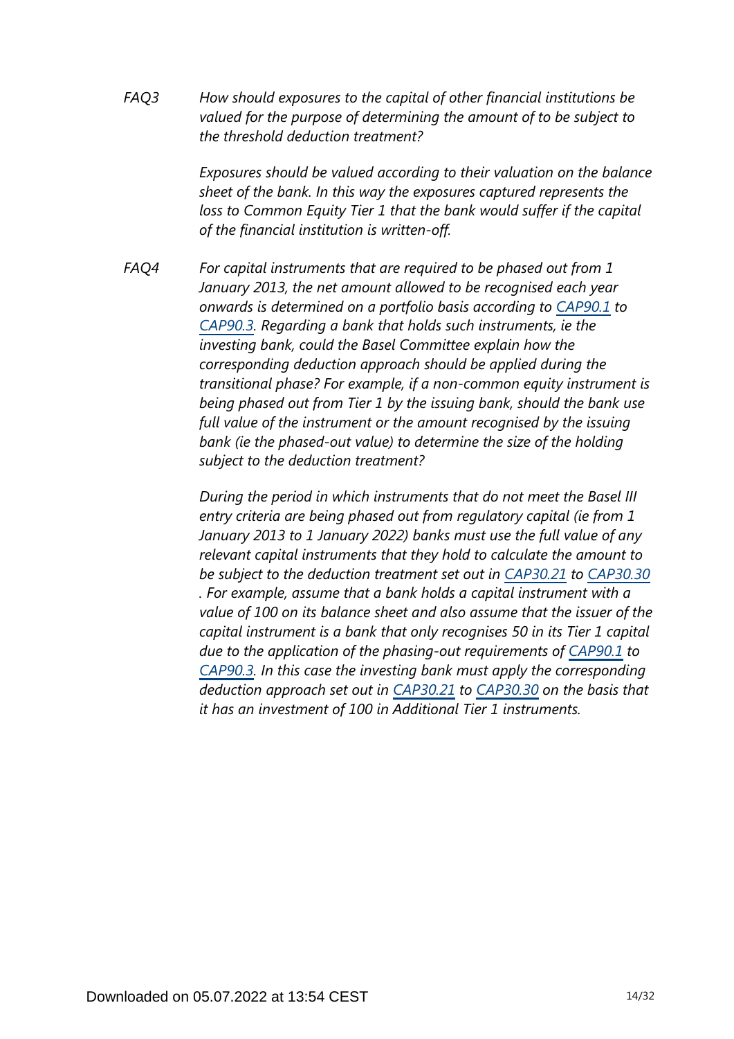FAQ3 *How should exposures to the capital of other financial institutions be valued for the purpose of determining the amount of to be subject to the threshold deduction treatment?*

*Exposures should be valued according to their valuation on the balance sheet of the bank. In this way the exposures captured represents the loss to Common Equity Tier 1 that the bank would suffer if the capital of the financial institution is written-off.*

FAQ4 *For capital instruments that are required to be phased out from 1 January 2013, the net amount allowed to be recognised each year onwards is determined on a portfolio basis according to [CAP90.1](#) to [CAP90.3](#). Regarding a bank that holds such instruments, ie the investing bank, could the Basel Committee explain how the corresponding deduction approach should be applied during the transitional phase? For example, if a non-common equity instrument is being phased out from Tier 1 by the issuing bank, should the bank use full value of the instrument or the amount recognised by the issuing bank (ie the phased-out value) to determine the size of the holding subject to the deduction treatment?*

*During the period in which instruments that do not meet the Basel III entry criteria are being phased out from regulatory capital (ie from 1 January 2013 to 1 January 2022) banks must use the full value of any relevant capital instruments that they hold to calculate the amount to be subject to the deduction treatment set out in [CAP30.21](#) to [CAP30.30](#). For example, assume that a bank holds a capital instrument with a value of 100 on its balance sheet and also assume that the issuer of the capital instrument is a bank that only recognises 50 in its Tier 1 capital due to the application of the phasing-out requirements of [CAP90.1](#) to [CAP90.3](#). In this case the investing bank must apply the corresponding deduction approach set out in [CAP30.21](#) to [CAP30.30](#) on the basis that it has an investment of 100 in Additional Tier 1 instruments.*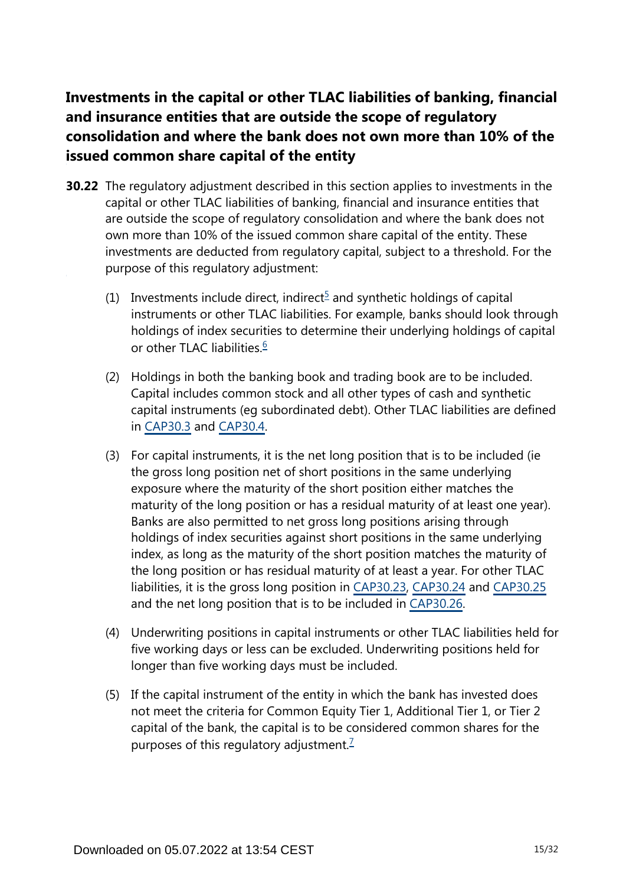## Investments in the capital or other TLAC liabilities of banking, financial and insurance entities that are outside the scope of regulatory consolidation and where the bank does not own more than 10% of the issued common share capital of the entity

**30.22** The regulatory adjustment described in this section applies to investments in the capital or other TLAC liabilities of banking, financial and insurance entities that are outside the scope of regulatory consolidation and where the bank does not own more than 10% of the issued common share capital of the entity. These investments are deducted from regulatory capital, subject to a threshold. For the purpose of this regulatory adjustment:

(1) Investments include direct, indirect[5] and synthetic holdings of capital instruments or other TLAC liabilities. For example, banks should look through holdings of index securities to determine their underlying holdings of capital or other TLAC liabilities.[6]

(2) Holdings in both the banking book and trading book are to be included. Capital includes common stock and all other types of cash and synthetic capital instruments (eg subordinated debt). Other TLAC liabilities are defined in CAP30.3 and CAP30.4.

(3) For capital instruments, it is the net long position that is to be included (ie the gross long position net of short positions in the same underlying exposure where the maturity of the short position either matches the maturity of the long position or has a residual maturity of at least one year). Banks are also permitted to net gross long positions arising through holdings of index securities against short positions in the same underlying index, as long as the maturity of the short position matches the maturity of the long position or has residual maturity of at least a year. For other TLAC liabilities, it is the gross long position in CAP30.23, CAP30.24 and CAP30.25 and the net long position that is to be included in CAP30.26.

(4) Underwriting positions in capital instruments or other TLAC liabilities held for five working days or less can be excluded. Underwriting positions held for longer than five working days must be included.

(5) If the capital instrument of the entity in which the bank has invested does not meet the criteria for Common Equity Tier 1, Additional Tier 1, or Tier 2 capital of the bank, the capital is to be considered common shares for the purposes of this regulatory adjustment.[7]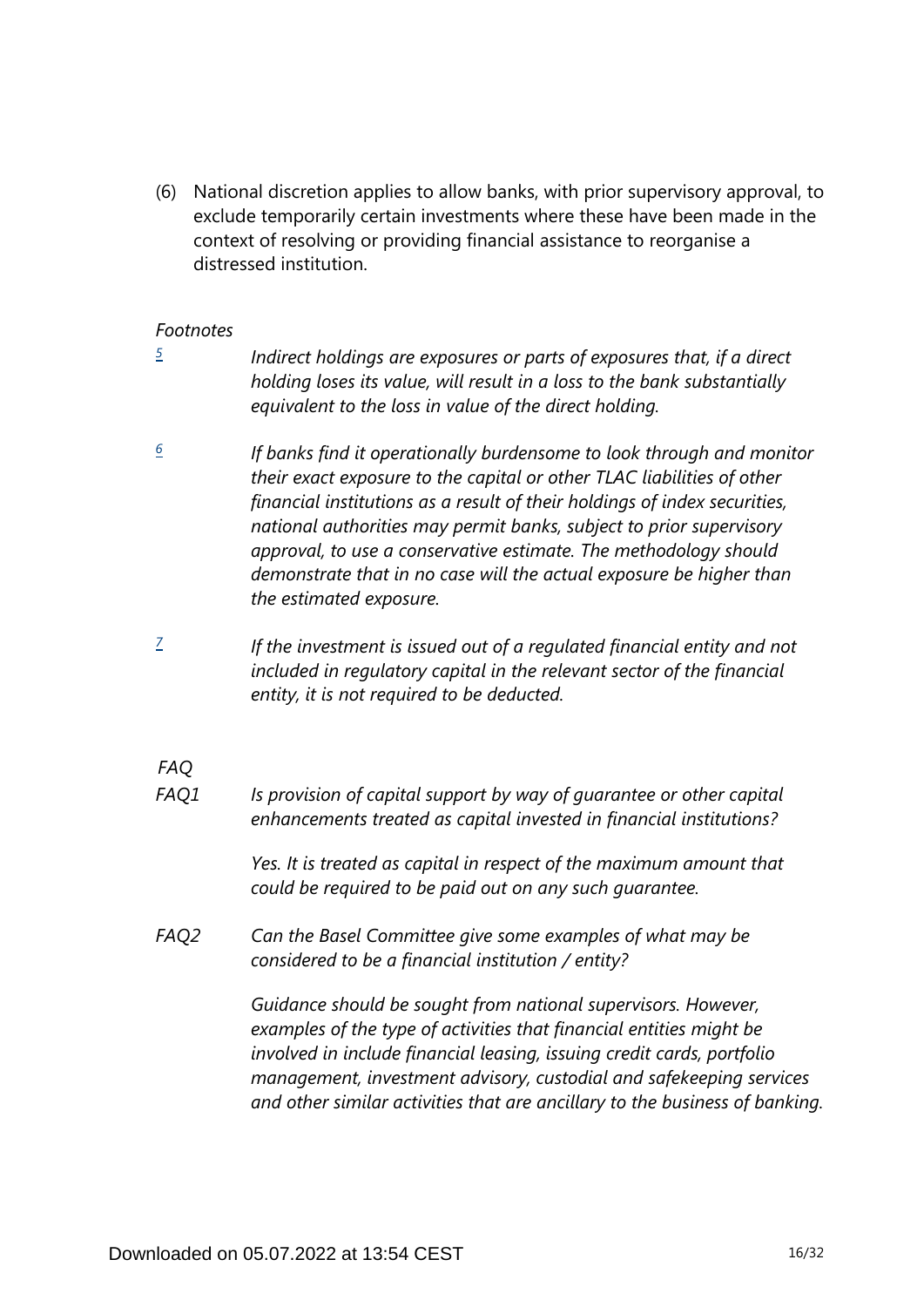(6) National discretion applies to allow banks, with prior supervisory approval, to exclude temporarily certain investments where these have been made in the context of resolving or providing financial assistance to reorganise a distressed institution.

*Footnotes*

[5] *Indirect holdings are exposures or parts of exposures that, if a direct holding loses its value, will result in a loss to the bank substantially equivalent to the loss in value of the direct holding.*

[6] *If banks find it operationally burdensome to look through and monitor their exact exposure to the capital or other TLAC liabilities of other financial institutions as a result of their holdings of index securities, national authorities may permit banks, subject to prior supervisory approval, to use a conservative estimate. The methodology should demonstrate that in no case will the actual exposure be higher than the estimated exposure.*

[7] *If the investment is issued out of a regulated financial entity and not included in regulatory capital in the relevant sector of the financial entity, it is not required to be deducted.*

*FAQ*

*FAQ1* *Is provision of capital support by way of guarantee or other capital enhancements treated as capital invested in financial institutions?*

*Yes. It is treated as capital in respect of the maximum amount that could be required to be paid out on any such guarantee.*

*FAQ2* *Can the Basel Committee give some examples of what may be considered to be a financial institution / entity?*

*Guidance should be sought from national supervisors. However, examples of the type of activities that financial entities might be involved in include financial leasing, issuing credit cards, portfolio management, investment advisory, custodial and safekeeping services and other similar activities that are ancillary to the business of banking.*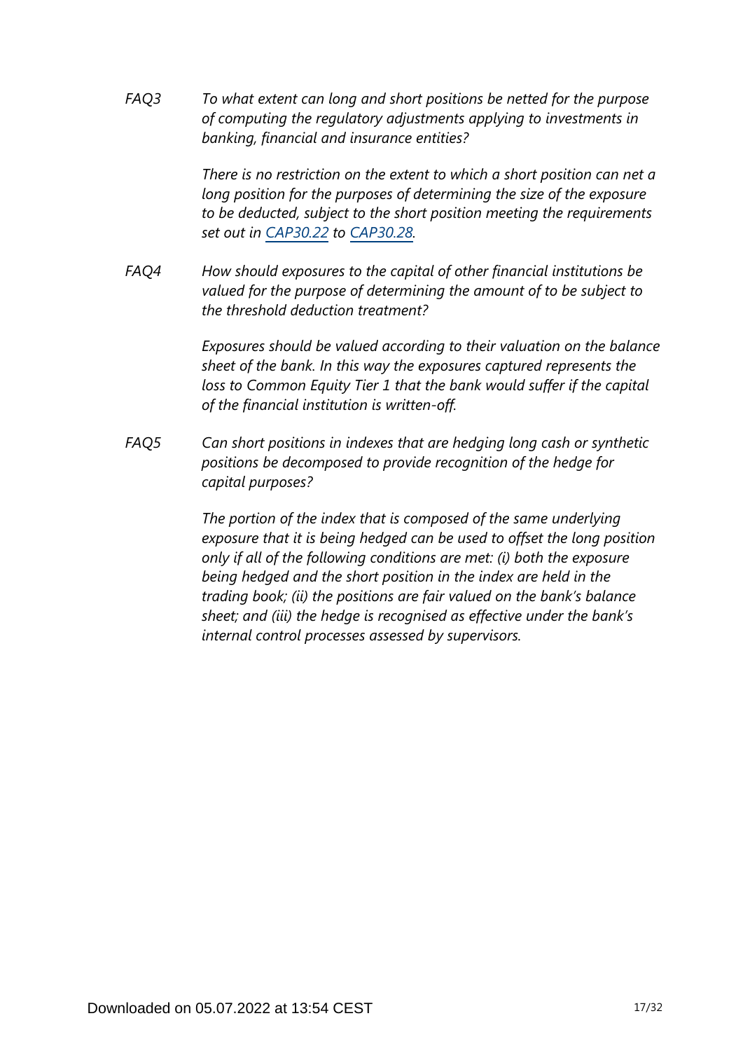*FAQ3* *To what extent can long and short positions be netted for the purpose of computing the regulatory adjustments applying to investments in banking, financial and insurance entities?*

*There is no restriction on the extent to which a short position can net a long position for the purposes of determining the size of the exposure to be deducted, subject to the short position meeting the requirements set out in CAP30.22 to CAP30.28.*

*FAQ4* *How should exposures to the capital of other financial institutions be valued for the purpose of determining the amount of to be subject to the threshold deduction treatment?*

*Exposures should be valued according to their valuation on the balance sheet of the bank. In this way the exposures captured represents the loss to Common Equity Tier 1 that the bank would suffer if the capital of the financial institution is written-off.*

*FAQ5* *Can short positions in indexes that are hedging long cash or synthetic positions be decomposed to provide recognition of the hedge for capital purposes?*

*The portion of the index that is composed of the same underlying exposure that it is being hedged can be used to offset the long position only if all of the following conditions are met: (i) both the exposure being hedged and the short position in the index are held in the trading book; (ii) the positions are fair valued on the bank's balance sheet; and (iii) the hedge is recognised as effective under the bank's internal control processes assessed by supervisors.*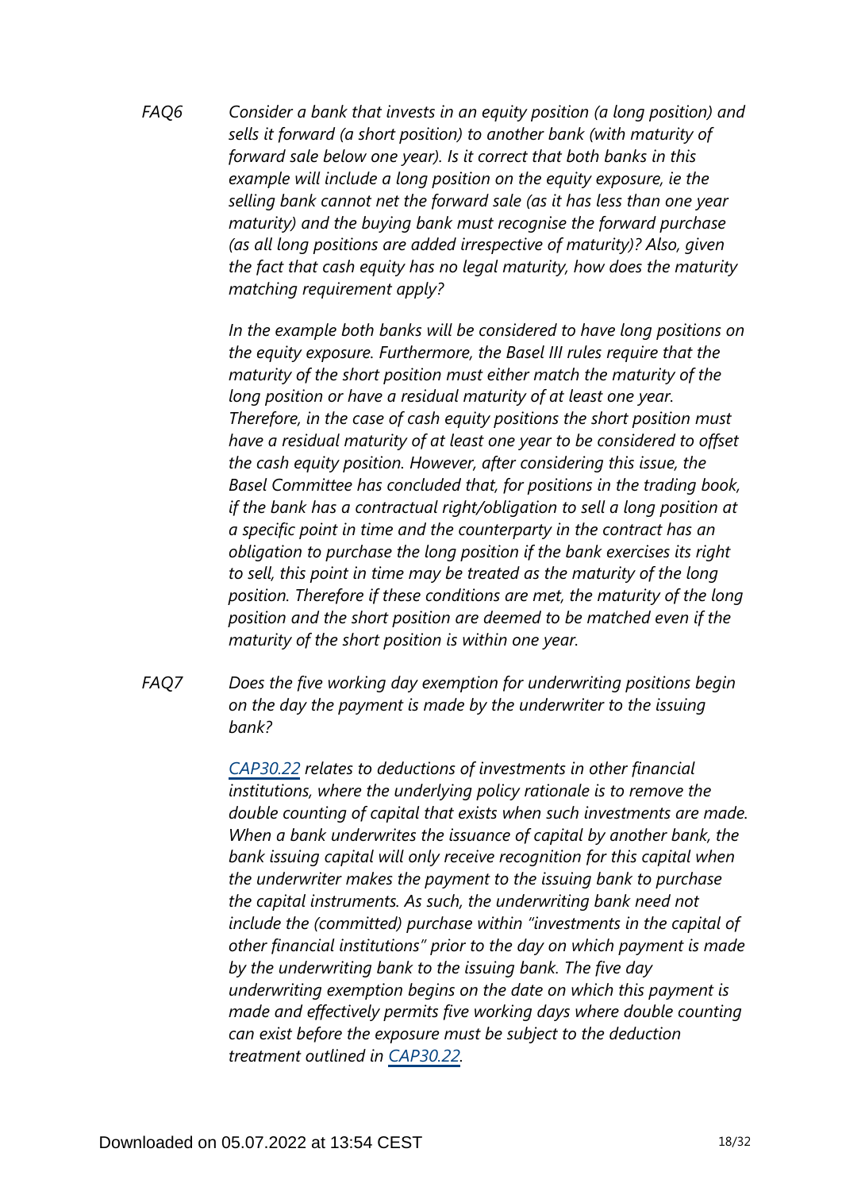FAQ6 *Consider a bank that invests in an equity position (a long position) and sells it forward (a short position) to another bank (with maturity of forward sale below one year). Is it correct that both banks in this example will include a long position on the equity exposure, ie the selling bank cannot net the forward sale (as it has less than one year maturity) and the buying bank must recognise the forward purchase (as all long positions are added irrespective of maturity)? Also, given the fact that cash equity has no legal maturity, how does the maturity matching requirement apply?*

*In the example both banks will be considered to have long positions on the equity exposure. Furthermore, the Basel III rules require that the maturity of the short position must either match the maturity of the long position or have a residual maturity of at least one year. Therefore, in the case of cash equity positions the short position must have a residual maturity of at least one year to be considered to offset the cash equity position. However, after considering this issue, the Basel Committee has concluded that, for positions in the trading book, if the bank has a contractual right/obligation to sell a long position at a specific point in time and the counterparty in the contract has an obligation to purchase the long position if the bank exercises its right to sell, this point in time may be treated as the maturity of the long position. Therefore if these conditions are met, the maturity of the long position and the short position are deemed to be matched even if the maturity of the short position is within one year.*

FAQ7 *Does the five working day exemption for underwriting positions begin on the day the payment is made by the underwriter to the issuing bank?*

*CAP30.22 relates to deductions of investments in other financial institutions, where the underlying policy rationale is to remove the double counting of capital that exists when such investments are made. When a bank underwrites the issuance of capital by another bank, the bank issuing capital will only receive recognition for this capital when the underwriter makes the payment to the issuing bank to purchase the capital instruments. As such, the underwriting bank need not include the (committed) purchase within "investments in the capital of other financial institutions" prior to the day on which payment is made by the underwriting bank to the issuing bank. The five day underwriting exemption begins on the date on which this payment is made and effectively permits five working days where double counting can exist before the exposure must be subject to the deduction treatment outlined in CAP30.22.*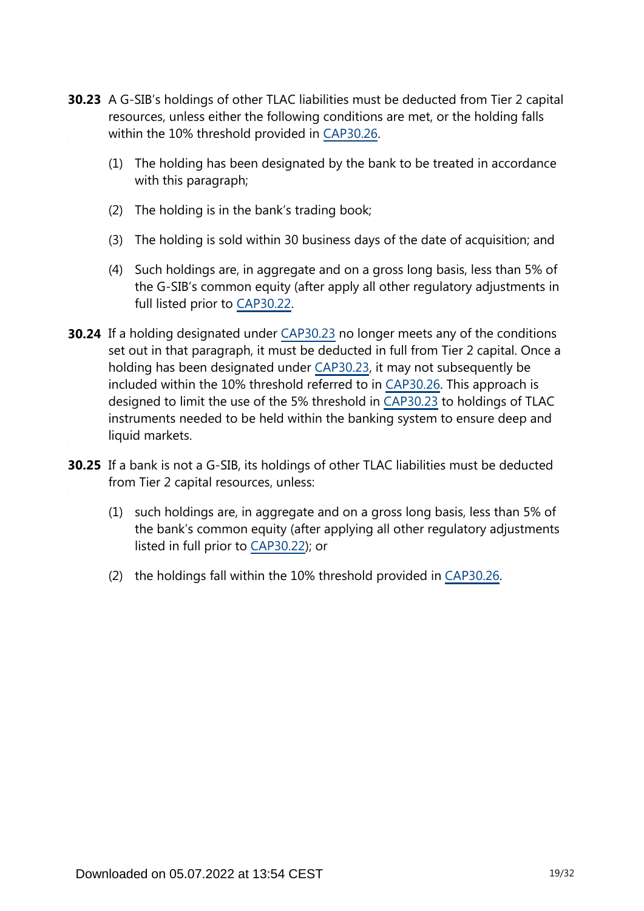**30.23** A G-SIB's holdings of other TLAC liabilities must be deducted from Tier 2 capital resources, unless either the following conditions are met, or the holding falls within the 10% threshold provided in CAP30.26.

(1) The holding has been designated by the bank to be treated in accordance with this paragraph;

(2) The holding is in the bank's trading book;

(3) The holding is sold within 30 business days of the date of acquisition; and

(4) Such holdings are, in aggregate and on a gross long basis, less than 5% of the G-SIB's common equity (after apply all other regulatory adjustments in full listed prior to CAP30.22.

**30.24** If a holding designated under CAP30.23 no longer meets any of the conditions set out in that paragraph, it must be deducted in full from Tier 2 capital. Once a holding has been designated under CAP30.23, it may not subsequently be included within the 10% threshold referred to in CAP30.26. This approach is designed to limit the use of the 5% threshold in CAP30.23 to holdings of TLAC instruments needed to be held within the banking system to ensure deep and liquid markets.

**30.25** If a bank is not a G-SIB, its holdings of other TLAC liabilities must be deducted from Tier 2 capital resources, unless:

(1) such holdings are, in aggregate and on a gross long basis, less than 5% of the bank's common equity (after applying all other regulatory adjustments listed in full prior to CAP30.22); or

(2) the holdings fall within the 10% threshold provided in CAP30.26.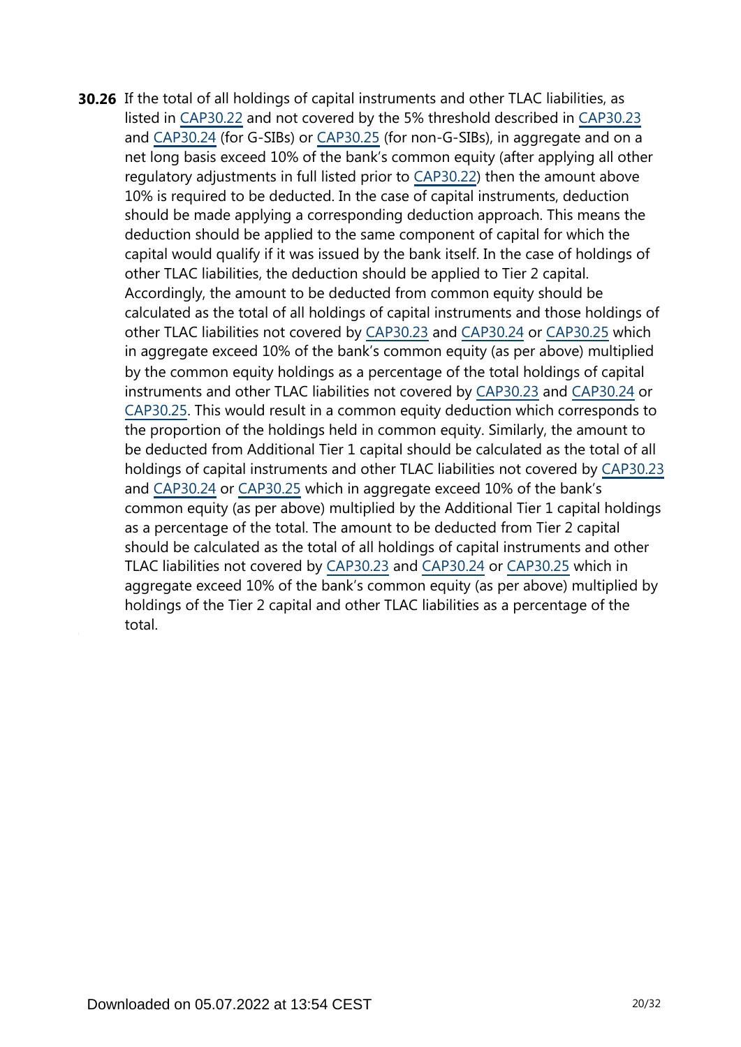**30.26** If the total of all holdings of capital instruments and other TLAC liabilities, as listed in CAP30.22 and not covered by the 5% threshold described in CAP30.23 and CAP30.24 (for G-SIBs) or CAP30.25 (for non-G-SIBs), in aggregate and on a net long basis exceed 10% of the bank's common equity (after applying all other regulatory adjustments in full listed prior to CAP30.22) then the amount above 10% is required to be deducted. In the case of capital instruments, deduction should be made applying a corresponding deduction approach. This means the deduction should be applied to the same component of capital for which the capital would qualify if it was issued by the bank itself. In the case of holdings of other TLAC liabilities, the deduction should be applied to Tier 2 capital. Accordingly, the amount to be deducted from common equity should be calculated as the total of all holdings of capital instruments and those holdings of other TLAC liabilities not covered by CAP30.23 and CAP30.24 or CAP30.25 which in aggregate exceed 10% of the bank's common equity (as per above) multiplied by the common equity holdings as a percentage of the total holdings of capital instruments and other TLAC liabilities not covered by CAP30.23 and CAP30.24 or CAP30.25. This would result in a common equity deduction which corresponds to the proportion of the holdings held in common equity. Similarly, the amount to be deducted from Additional Tier 1 capital should be calculated as the total of all holdings of capital instruments and other TLAC liabilities not covered by CAP30.23 and CAP30.24 or CAP30.25 which in aggregate exceed 10% of the bank's common equity (as per above) multiplied by the Additional Tier 1 capital holdings as a percentage of the total. The amount to be deducted from Tier 2 capital should be calculated as the total of all holdings of capital instruments and other TLAC liabilities not covered by CAP30.23 and CAP30.24 or CAP30.25 which in aggregate exceed 10% of the bank's common equity (as per above) multiplied by holdings of the Tier 2 capital and other TLAC liabilities as a percentage of the total.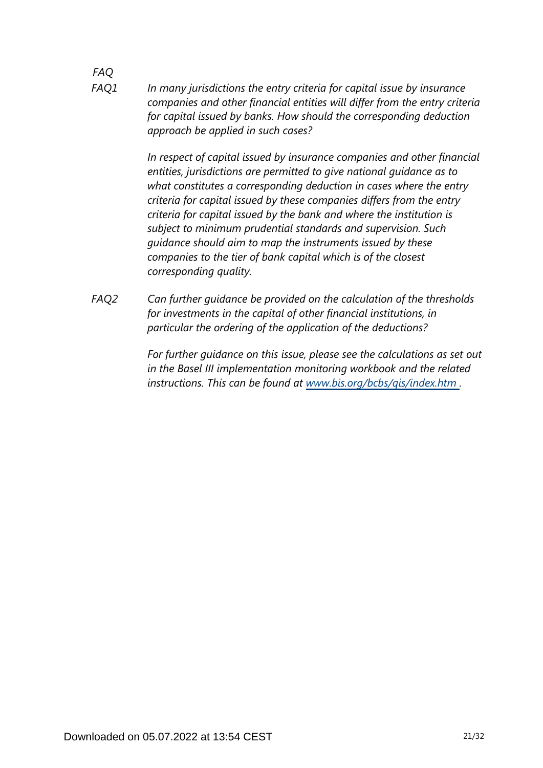*FAQ*

*FAQ1* *In many jurisdictions the entry criteria for capital issue by insurance companies and other financial entities will differ from the entry criteria for capital issued by banks. How should the corresponding deduction approach be applied in such cases?*

*In respect of capital issued by insurance companies and other financial entities, jurisdictions are permitted to give national guidance as to what constitutes a corresponding deduction in cases where the entry criteria for capital issued by these companies differs from the entry criteria for capital issued by the bank and where the institution is subject to minimum prudential standards and supervision. Such guidance should aim to map the instruments issued by these companies to the tier of bank capital which is of the closest corresponding quality.*

*FAQ2* *Can further guidance be provided on the calculation of the thresholds for investments in the capital of other financial institutions, in particular the ordering of the application of the deductions?*

*For further guidance on this issue, please see the calculations as set out in the Basel III implementation monitoring workbook and the related instructions. This can be found at [www.bis.org/bcbs/qis/index.htm](http://www.bis.org/bcbs/qis/index.htm) .*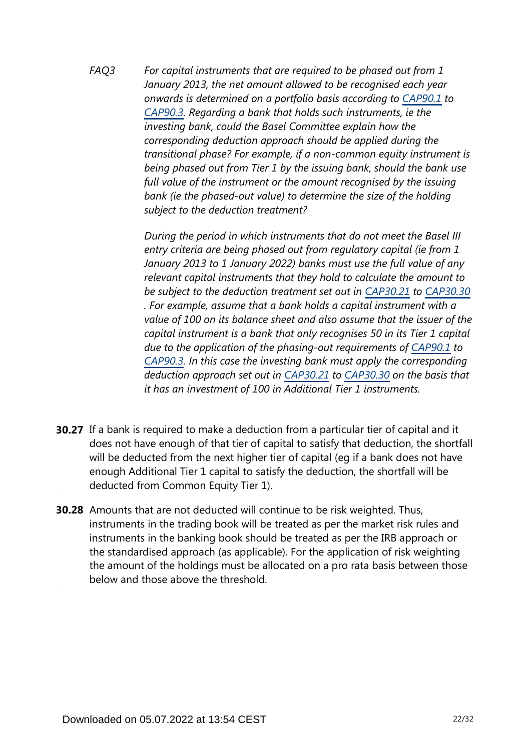*FAQ3* *For capital instruments that are required to be phased out from 1 January 2013, the net amount allowed to be recognised each year onwards is determined on a portfolio basis according to CAP90.1 to CAP90.3. Regarding a bank that holds such instruments, ie the investing bank, could the Basel Committee explain how the corresponding deduction approach should be applied during the transitional phase? For example, if a non-common equity instrument is being phased out from Tier 1 by the issuing bank, should the bank use full value of the instrument or the amount recognised by the issuing bank (ie the phased-out value) to determine the size of the holding subject to the deduction treatment?*

*During the period in which instruments that do not meet the Basel III entry criteria are being phased out from regulatory capital (ie from 1 January 2013 to 1 January 2022) banks must use the full value of any relevant capital instruments that they hold to calculate the amount to be subject to the deduction treatment set out in CAP30.21 to CAP30.30. For example, assume that a bank holds a capital instrument with a value of 100 on its balance sheet and also assume that the issuer of the capital instrument is a bank that only recognises 50 in its Tier 1 capital due to the application of the phasing-out requirements of CAP90.1 to CAP90.3. In this case the investing bank must apply the corresponding deduction approach set out in CAP30.21 to CAP30.30 on the basis that it has an investment of 100 in Additional Tier 1 instruments.*

**30.27** If a bank is required to make a deduction from a particular tier of capital and it does not have enough of that tier of capital to satisfy that deduction, the shortfall will be deducted from the next higher tier of capital (eg if a bank does not have enough Additional Tier 1 capital to satisfy the deduction, the shortfall will be deducted from Common Equity Tier 1).

**30.28** Amounts that are not deducted will continue to be risk weighted. Thus, instruments in the trading book will be treated as per the market risk rules and instruments in the banking book should be treated as per the IRB approach or the standardised approach (as applicable). For the application of risk weighting the amount of the holdings must be allocated on a pro rata basis between those below and those above the threshold.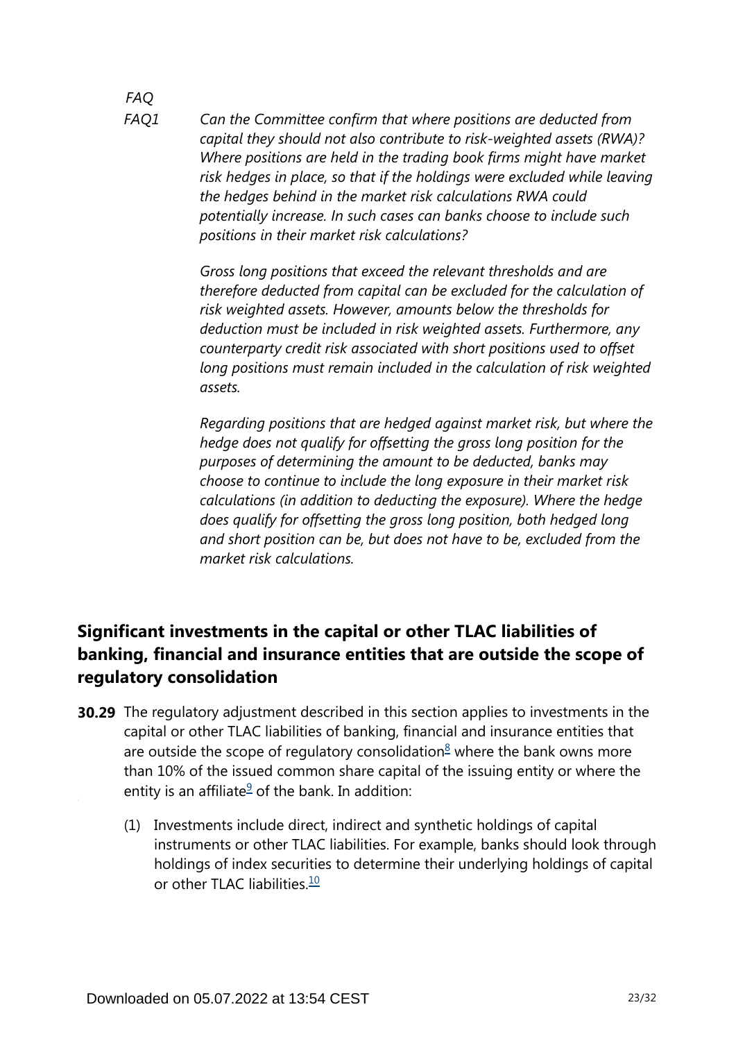*FAQ*

*FAQ1* *Can the Committee confirm that where positions are deducted from capital they should not also contribute to risk-weighted assets (RWA)? Where positions are held in the trading book firms might have market risk hedges in place, so that if the holdings were excluded while leaving the hedges behind in the market risk calculations RWA could potentially increase. In such cases can banks choose to include such positions in their market risk calculations?*

*Gross long positions that exceed the relevant thresholds and are therefore deducted from capital can be excluded for the calculation of risk weighted assets. However, amounts below the thresholds for deduction must be included in risk weighted assets. Furthermore, any counterparty credit risk associated with short positions used to offset long positions must remain included in the calculation of risk weighted assets.*

*Regarding positions that are hedged against market risk, but where the hedge does not qualify for offsetting the gross long position for the purposes of determining the amount to be deducted, banks may choose to continue to include the long exposure in their market risk calculations (in addition to deducting the exposure). Where the hedge does qualify for offsetting the gross long position, both hedged long and short position can be, but does not have to be, excluded from the market risk calculations.*

## Significant investments in the capital or other TLAC liabilities of banking, financial and insurance entities that are outside the scope of regulatory consolidation

**30.29** The regulatory adjustment described in this section applies to investments in the capital or other TLAC liabilities of banking, financial and insurance entities that are outside the scope of regulatory consolidation[8] where the bank owns more than 10% of the issued common share capital of the issuing entity or where the entity is an affiliate[9] of the bank. In addition:

(1) Investments include direct, indirect and synthetic holdings of capital instruments or other TLAC liabilities. For example, banks should look through holdings of index securities to determine their underlying holdings of capital or other TLAC liabilities.[10]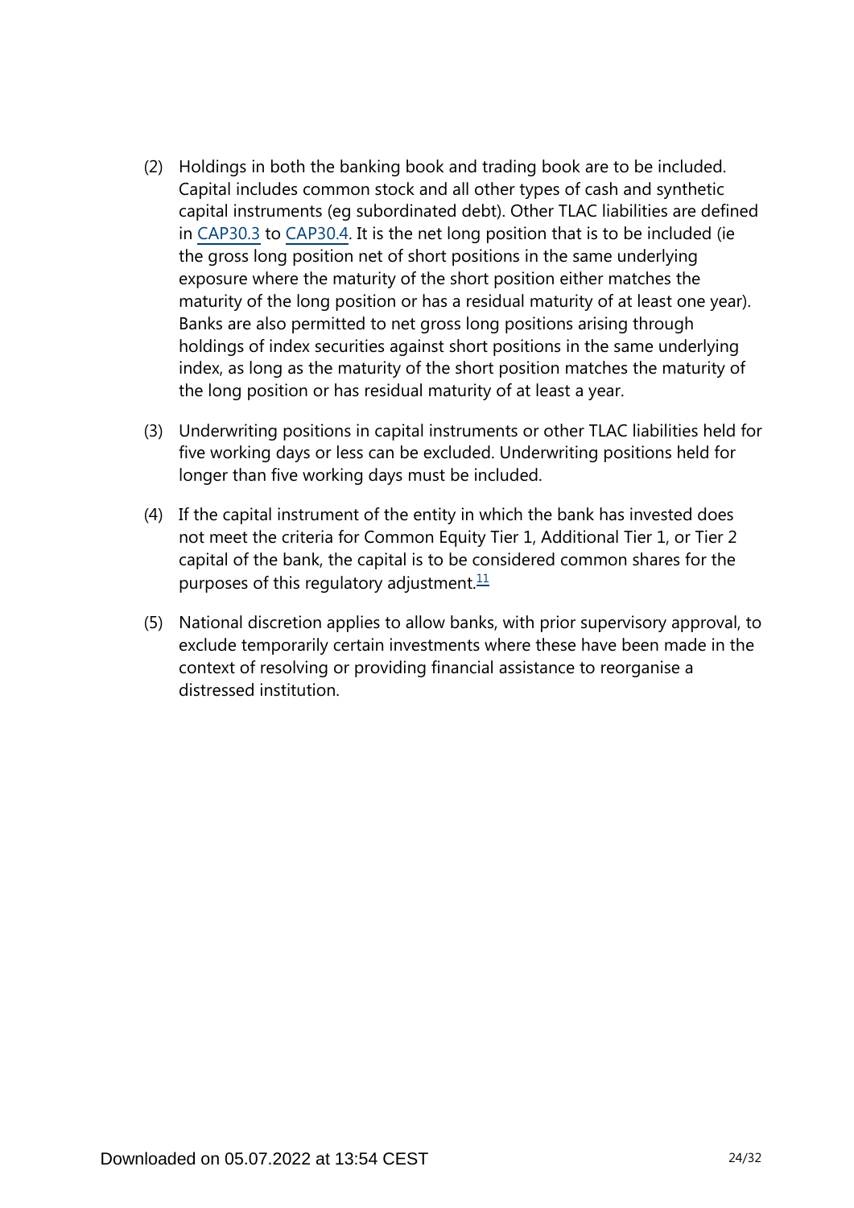(2) Holdings in both the banking book and trading book are to be included. Capital includes common stock and all other types of cash and synthetic capital instruments (eg subordinated debt). Other TLAC liabilities are defined in CAP30.3 to CAP30.4. It is the net long position that is to be included (ie the gross long position net of short positions in the same underlying exposure where the maturity of the short position either matches the maturity of the long position or has a residual maturity of at least one year). Banks are also permitted to net gross long positions arising through holdings of index securities against short positions in the same underlying index, as long as the maturity of the short position matches the maturity of the long position or has residual maturity of at least a year.

(3) Underwriting positions in capital instruments or other TLAC liabilities held for five working days or less can be excluded. Underwriting positions held for longer than five working days must be included.

(4) If the capital instrument of the entity in which the bank has invested does not meet the criteria for Common Equity Tier 1, Additional Tier 1, or Tier 2 capital of the bank, the capital is to be considered common shares for the purposes of this regulatory adjustment.[11]

(5) National discretion applies to allow banks, with prior supervisory approval, to exclude temporarily certain investments where these have been made in the context of resolving or providing financial assistance to reorganise a distressed institution.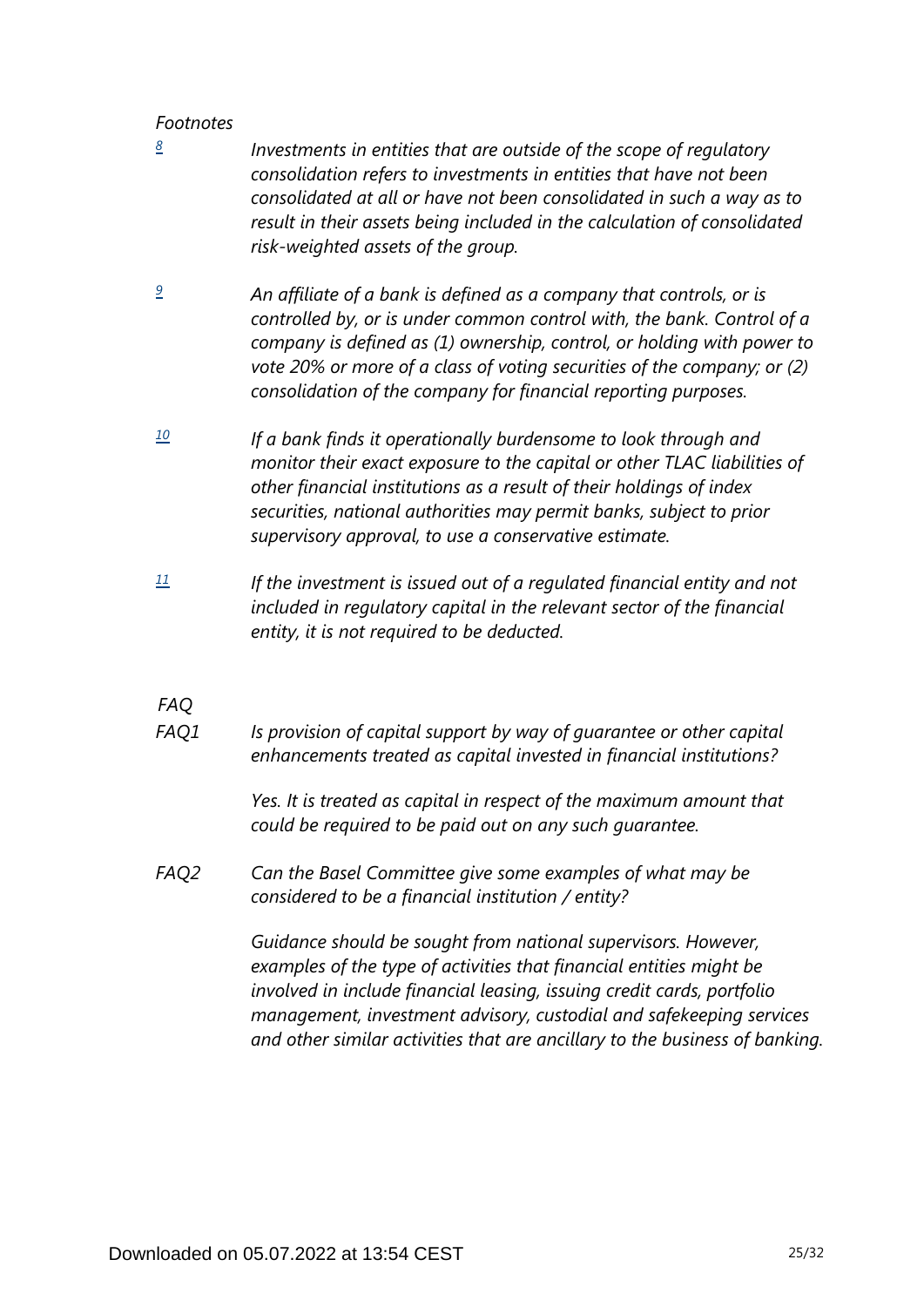*Footnotes*

[8] *Investments in entities that are outside of the scope of regulatory consolidation refers to investments in entities that have not been consolidated at all or have not been consolidated in such a way as to result in their assets being included in the calculation of consolidated risk-weighted assets of the group.*

[9] *An affiliate of a bank is defined as a company that controls, or is controlled by, or is under common control with, the bank. Control of a company is defined as (1) ownership, control, or holding with power to vote 20% or more of a class of voting securities of the company; or (2) consolidation of the company for financial reporting purposes.*

[10] *If a bank finds it operationally burdensome to look through and monitor their exact exposure to the capital or other TLAC liabilities of other financial institutions as a result of their holdings of index securities, national authorities may permit banks, subject to prior supervisory approval, to use a conservative estimate.*

[11] *If the investment is issued out of a regulated financial entity and not included in regulatory capital in the relevant sector of the financial entity, it is not required to be deducted.*

*FAQ*

*FAQ1* *Is provision of capital support by way of guarantee or other capital enhancements treated as capital invested in financial institutions?*

*Yes. It is treated as capital in respect of the maximum amount that could be required to be paid out on any such guarantee.*

*FAQ2* *Can the Basel Committee give some examples of what may be considered to be a financial institution / entity?*

*Guidance should be sought from national supervisors. However, examples of the type of activities that financial entities might be involved in include financial leasing, issuing credit cards, portfolio management, investment advisory, custodial and safekeeping services and other similar activities that are ancillary to the business of banking.*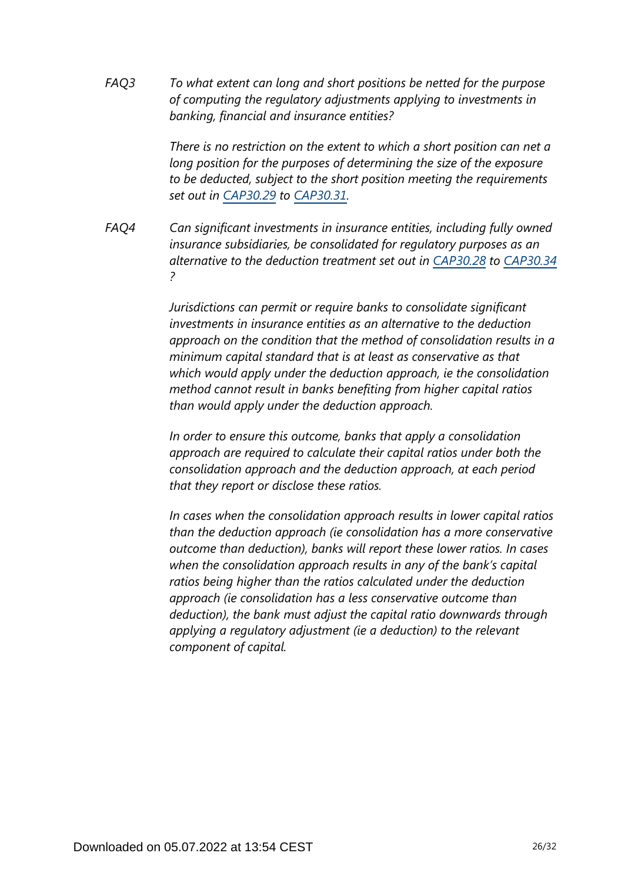*FAQ3* *To what extent can long and short positions be netted for the purpose of computing the regulatory adjustments applying to investments in banking, financial and insurance entities?*

*There is no restriction on the extent to which a short position can net a long position for the purposes of determining the size of the exposure to be deducted, subject to the short position meeting the requirements set out in CAP30.29 to CAP30.31.*

*FAQ4* *Can significant investments in insurance entities, including fully owned insurance subsidiaries, be consolidated for regulatory purposes as an alternative to the deduction treatment set out in CAP30.28 to CAP30.34 ?*

*Jurisdictions can permit or require banks to consolidate significant investments in insurance entities as an alternative to the deduction approach on the condition that the method of consolidation results in a minimum capital standard that is at least as conservative as that which would apply under the deduction approach, ie the consolidation method cannot result in banks benefiting from higher capital ratios than would apply under the deduction approach.*

*In order to ensure this outcome, banks that apply a consolidation approach are required to calculate their capital ratios under both the consolidation approach and the deduction approach, at each period that they report or disclose these ratios.*

*In cases when the consolidation approach results in lower capital ratios than the deduction approach (ie consolidation has a more conservative outcome than deduction), banks will report these lower ratios. In cases when the consolidation approach results in any of the bank's capital ratios being higher than the ratios calculated under the deduction approach (ie consolidation has a less conservative outcome than deduction), the bank must adjust the capital ratio downwards through applying a regulatory adjustment (ie a deduction) to the relevant component of capital.*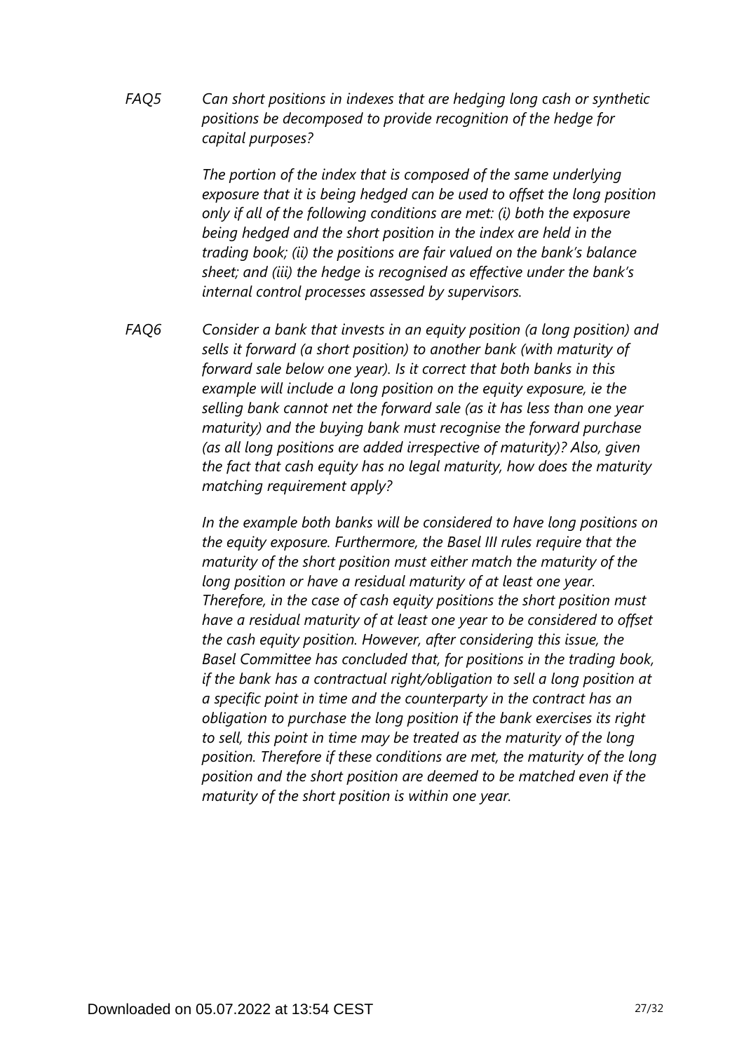*FAQ5* *Can short positions in indexes that are hedging long cash or synthetic positions be decomposed to provide recognition of the hedge for capital purposes?*

*The portion of the index that is composed of the same underlying exposure that it is being hedged can be used to offset the long position only if all of the following conditions are met: (i) both the exposure being hedged and the short position in the index are held in the trading book; (ii) the positions are fair valued on the bank's balance sheet; and (iii) the hedge is recognised as effective under the bank's internal control processes assessed by supervisors.*

*FAQ6* *Consider a bank that invests in an equity position (a long position) and sells it forward (a short position) to another bank (with maturity of forward sale below one year). Is it correct that both banks in this example will include a long position on the equity exposure, ie the selling bank cannot net the forward sale (as it has less than one year maturity) and the buying bank must recognise the forward purchase (as all long positions are added irrespective of maturity)? Also, given the fact that cash equity has no legal maturity, how does the maturity matching requirement apply?*

*In the example both banks will be considered to have long positions on the equity exposure. Furthermore, the Basel III rules require that the maturity of the short position must either match the maturity of the long position or have a residual maturity of at least one year. Therefore, in the case of cash equity positions the short position must have a residual maturity of at least one year to be considered to offset the cash equity position. However, after considering this issue, the Basel Committee has concluded that, for positions in the trading book, if the bank has a contractual right/obligation to sell a long position at a specific point in time and the counterparty in the contract has an obligation to purchase the long position if the bank exercises its right to sell, this point in time may be treated as the maturity of the long position. Therefore if these conditions are met, the maturity of the long position and the short position are deemed to be matched even if the maturity of the short position is within one year.*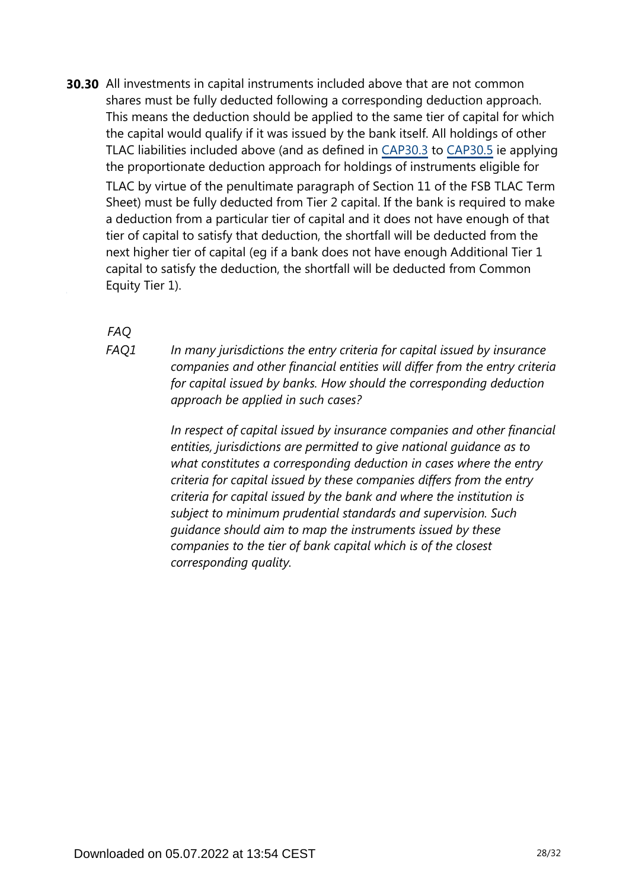**30.30** All investments in capital instruments included above that are not common shares must be fully deducted following a corresponding deduction approach. This means the deduction should be applied to the same tier of capital for which the capital would qualify if it was issued by the bank itself. All holdings of other TLAC liabilities included above (and as defined in [CAP30.3](#) to [CAP30.5](#) ie applying the proportionate deduction approach for holdings of instruments eligible for TLAC by virtue of the penultimate paragraph of Section 11 of the FSB TLAC Term Sheet) must be fully deducted from Tier 2 capital. If the bank is required to make a deduction from a particular tier of capital and it does not have enough of that tier of capital to satisfy that deduction, the shortfall will be deducted from the next higher tier of capital (eg if a bank does not have enough Additional Tier 1 capital to satisfy the deduction, the shortfall will be deducted from Common Equity Tier 1).

*FAQ*

*FAQ1* *In many jurisdictions the entry criteria for capital issued by insurance companies and other financial entities will differ from the entry criteria for capital issued by banks. How should the corresponding deduction approach be applied in such cases?*

*In respect of capital issued by insurance companies and other financial entities, jurisdictions are permitted to give national guidance as to what constitutes a corresponding deduction in cases where the entry criteria for capital issued by these companies differs from the entry criteria for capital issued by the bank and where the institution is subject to minimum prudential standards and supervision. Such guidance should aim to map the instruments issued by these companies to the tier of bank capital which is of the closest corresponding quality.*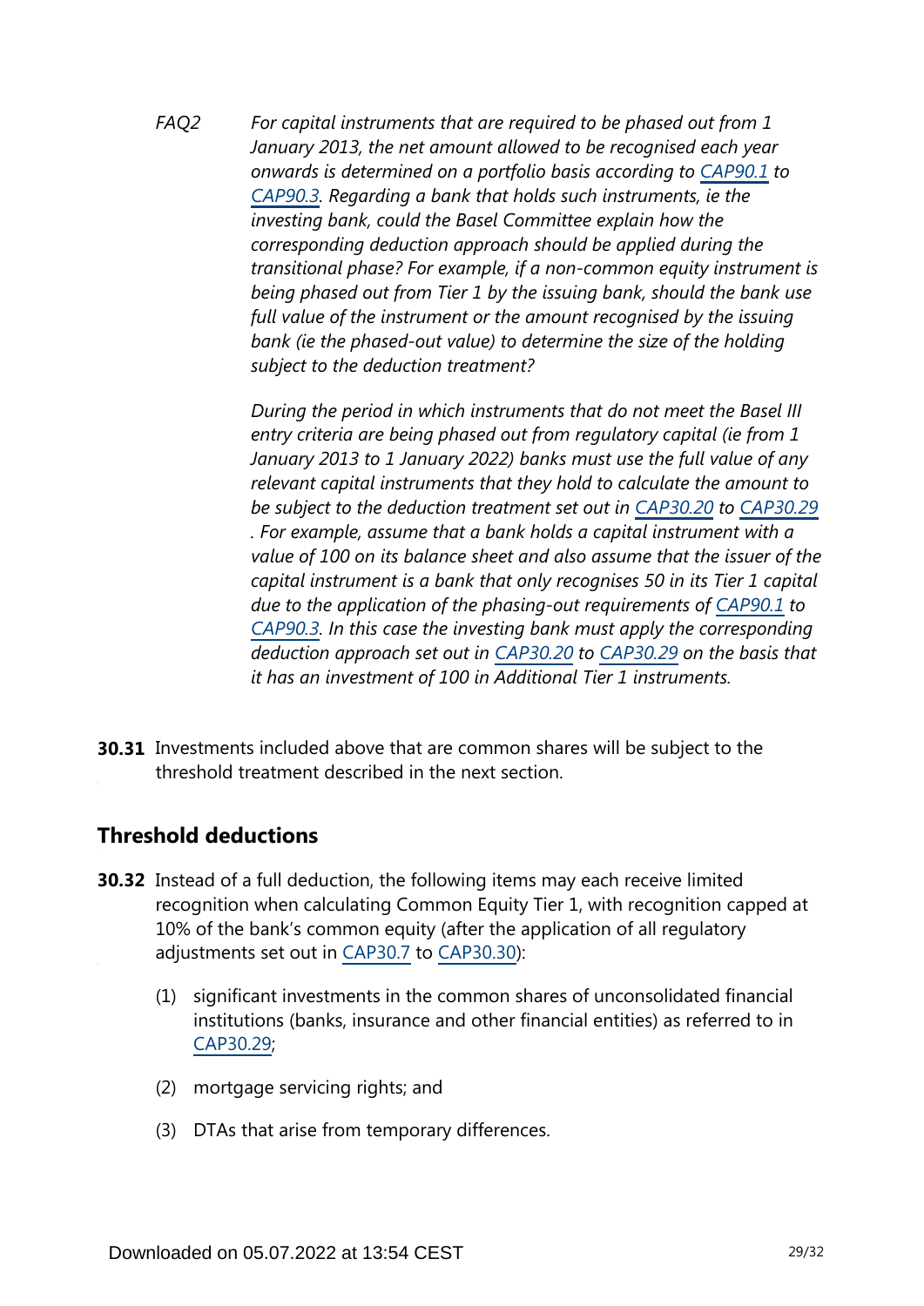FAQ2 *For capital instruments that are required to be phased out from 1 January 2013, the net amount allowed to be recognised each year onwards is determined on a portfolio basis according to CAP90.1 to CAP90.3. Regarding a bank that holds such instruments, ie the investing bank, could the Basel Committee explain how the corresponding deduction approach should be applied during the transitional phase? For example, if a non-common equity instrument is being phased out from Tier 1 by the issuing bank, should the bank use full value of the instrument or the amount recognised by the issuing bank (ie the phased-out value) to determine the size of the holding subject to the deduction treatment?*

*During the period in which instruments that do not meet the Basel III entry criteria are being phased out from regulatory capital (ie from 1 January 2013 to 1 January 2022) banks must use the full value of any relevant capital instruments that they hold to calculate the amount to be subject to the deduction treatment set out in CAP30.20 to CAP30.29. For example, assume that a bank holds a capital instrument with a value of 100 on its balance sheet and also assume that the issuer of the capital instrument is a bank that only recognises 50 in its Tier 1 capital due to the application of the phasing-out requirements of CAP90.1 to CAP90.3. In this case the investing bank must apply the corresponding deduction approach set out in CAP30.20 to CAP30.29 on the basis that it has an investment of 100 in Additional Tier 1 instruments.*

**30.31** Investments included above that are common shares will be subject to the threshold treatment described in the next section.

## Threshold deductions

**30.32** Instead of a full deduction, the following items may each receive limited recognition when calculating Common Equity Tier 1, with recognition capped at 10% of the bank's common equity (after the application of all regulatory adjustments set out in CAP30.7 to CAP30.30):

(1) significant investments in the common shares of unconsolidated financial institutions (banks, insurance and other financial entities) as referred to in CAP30.29;

(2) mortgage servicing rights; and

(3) DTAs that arise from temporary differences.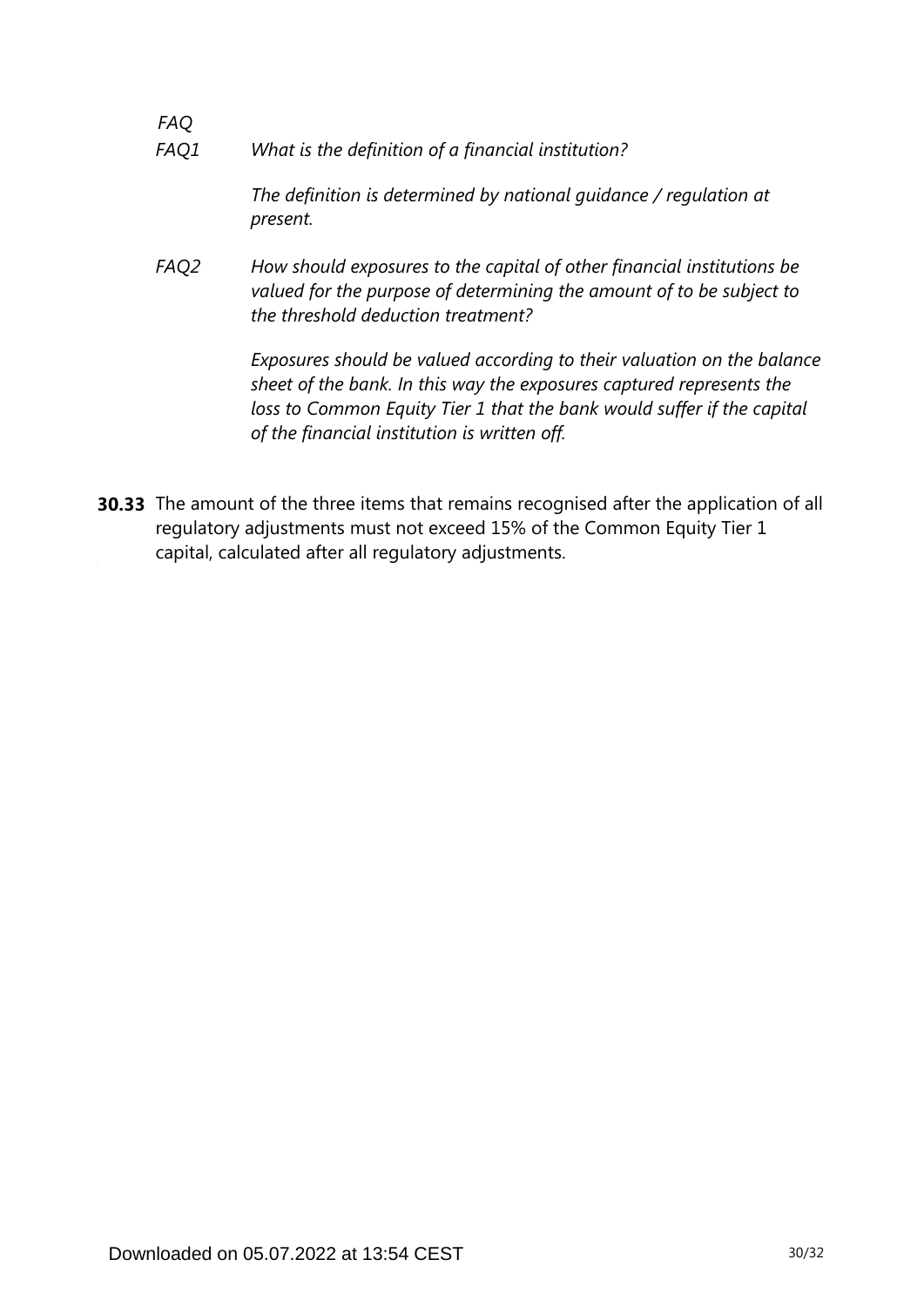*FAQ*

*FAQ1* *What is the definition of a financial institution?*

*The definition is determined by national guidance / regulation at present.*

*FAQ2* *How should exposures to the capital of other financial institutions be valued for the purpose of determining the amount of to be subject to the threshold deduction treatment?*

*Exposures should be valued according to their valuation on the balance sheet of the bank. In this way the exposures captured represents the loss to Common Equity Tier 1 that the bank would suffer if the capital of the financial institution is written off.*

**30.33** The amount of the three items that remains recognised after the application of all regulatory adjustments must not exceed 15% of the Common Equity Tier 1 capital, calculated after all regulatory adjustments.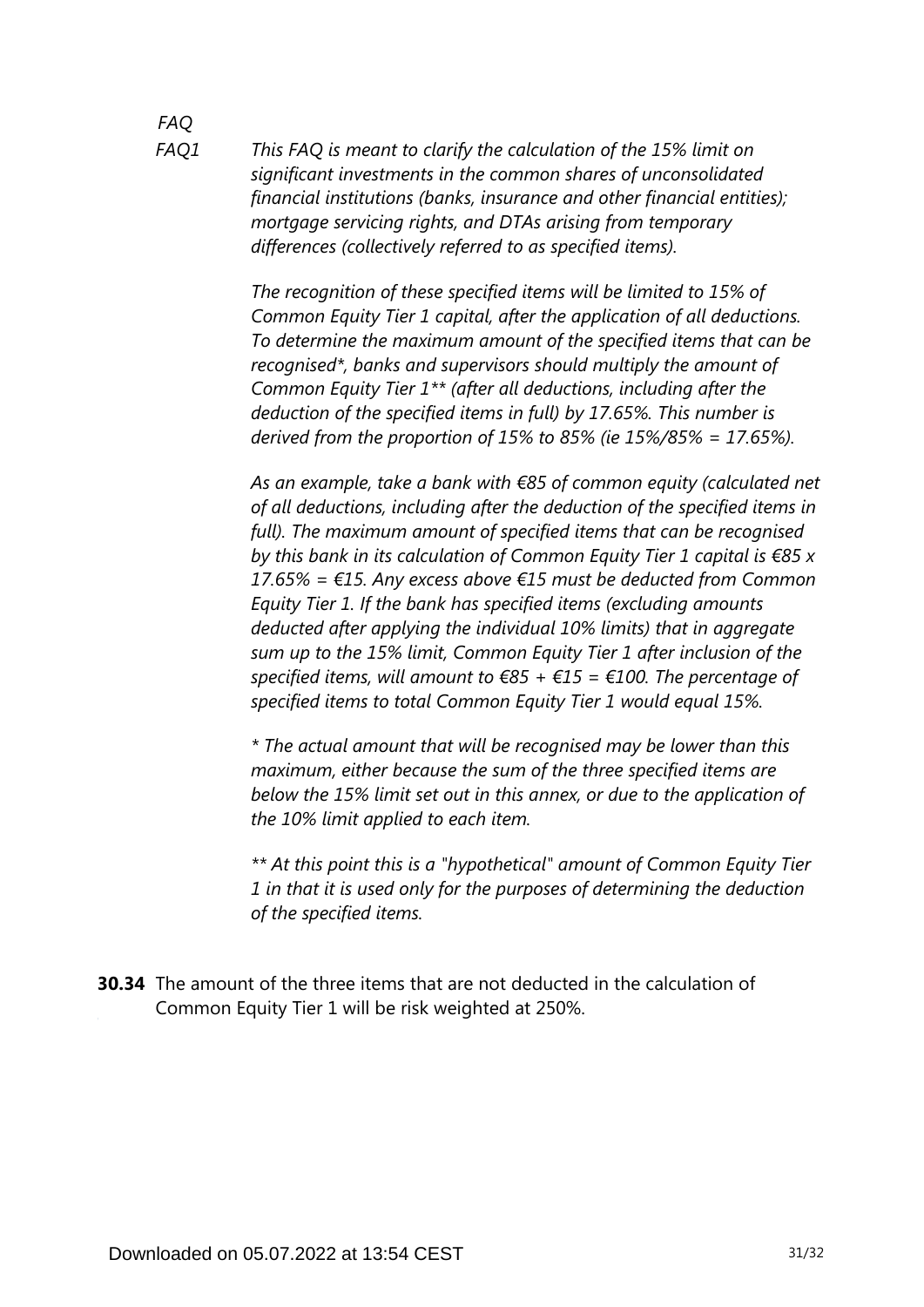*FAQ*

*FAQ1* *This FAQ is meant to clarify the calculation of the 15% limit on significant investments in the common shares of unconsolidated financial institutions (banks, insurance and other financial entities); mortgage servicing rights, and DTAs arising from temporary differences (collectively referred to as specified items).*

*The recognition of these specified items will be limited to 15% of Common Equity Tier 1 capital, after the application of all deductions. To determine the maximum amount of the specified items that can be recognised*, banks and supervisors should multiply the amount of Common Equity Tier 1** (after all deductions, including after the deduction of the specified items in full) by 17.65%. This number is derived from the proportion of 15% to 85% (ie 15%/85% = 17.65%).*

*As an example, take a bank with €85 of common equity (calculated net of all deductions, including after the deduction of the specified items in full). The maximum amount of specified items that can be recognised by this bank in its calculation of Common Equity Tier 1 capital is €85 x 17.65% = €15. Any excess above €15 must be deducted from Common Equity Tier 1. If the bank has specified items (excluding amounts deducted after applying the individual 10% limits) that in aggregate sum up to the 15% limit, Common Equity Tier 1 after inclusion of the specified items, will amount to €85 + €15 = €100. The percentage of specified items to total Common Equity Tier 1 would equal 15%.*

*\* The actual amount that will be recognised may be lower than this maximum, either because the sum of the three specified items are below the 15% limit set out in this annex, or due to the application of the 10% limit applied to each item.*

*\*\* At this point this is a "hypothetical" amount of Common Equity Tier 1 in that it is used only for the purposes of determining the deduction of the specified items.*

**30.34** The amount of the three items that are not deducted in the calculation of Common Equity Tier 1 will be risk weighted at 250%.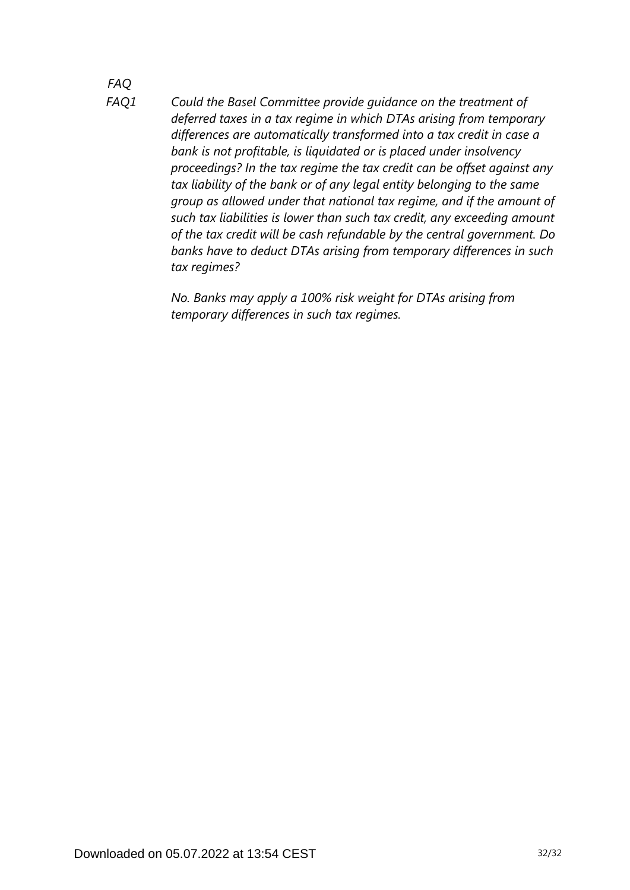*FAQ*

*FAQ1* *Could the Basel Committee provide guidance on the treatment of deferred taxes in a tax regime in which DTAs arising from temporary differences are automatically transformed into a tax credit in case a bank is not profitable, is liquidated or is placed under insolvency proceedings? In the tax regime the tax credit can be offset against any tax liability of the bank or of any legal entity belonging to the same group as allowed under that national tax regime, and if the amount of such tax liabilities is lower than such tax credit, any exceeding amount of the tax credit will be cash refundable by the central government. Do banks have to deduct DTAs arising from temporary differences in such tax regimes?*

*No. Banks may apply a 100% risk weight for DTAs arising from temporary differences in such tax regimes.*